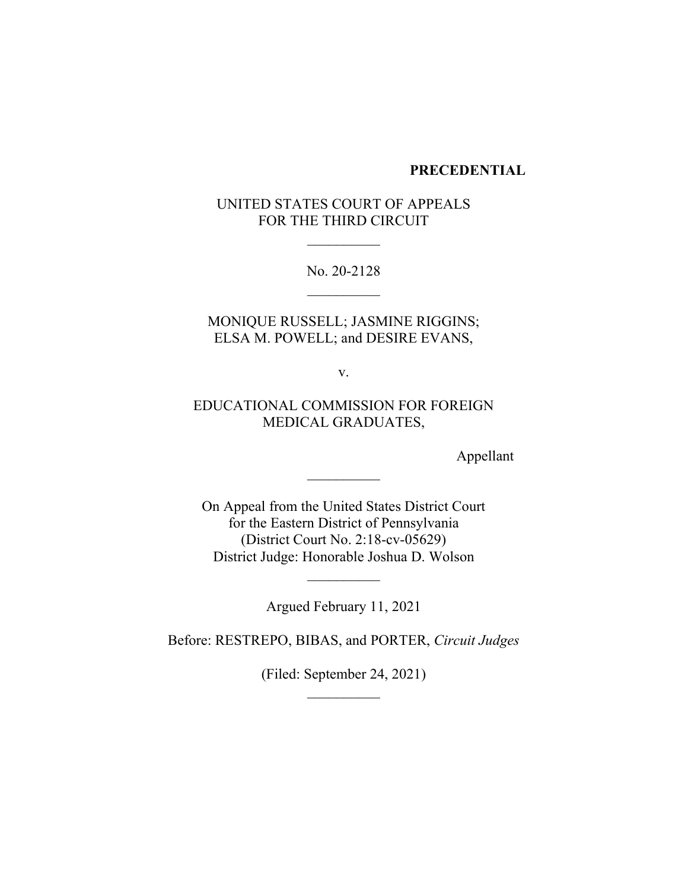**PRECEDENTIAL**

UNITED STATES COURT OF APPEALS
FOR THE THIRD CIRCUIT

\_\_\_\_\_\_\_\_\_\_

No. 20-2128

\_\_\_\_\_\_\_\_\_\_

MONIQUE RUSSELL; JASMINE RIGGINS;
ELSA M. POWELL; and DESIRE EVANS,

v.

EDUCATIONAL COMMISSION FOR FOREIGN
MEDICAL GRADUATES,

Appellant

\_\_\_\_\_\_\_\_\_\_

On Appeal from the United States District Court
for the Eastern District of Pennsylvania
(District Court No. 2:18-cv-05629)
District Judge: Honorable Joshua D. Wolson

\_\_\_\_\_\_\_\_\_\_

Argued February 11, 2021

Before: RESTREPO, BIBAS, and PORTER, *Circuit Judges*

(Filed: September 24, 2021)

\_\_\_\_\_\_\_\_\_\_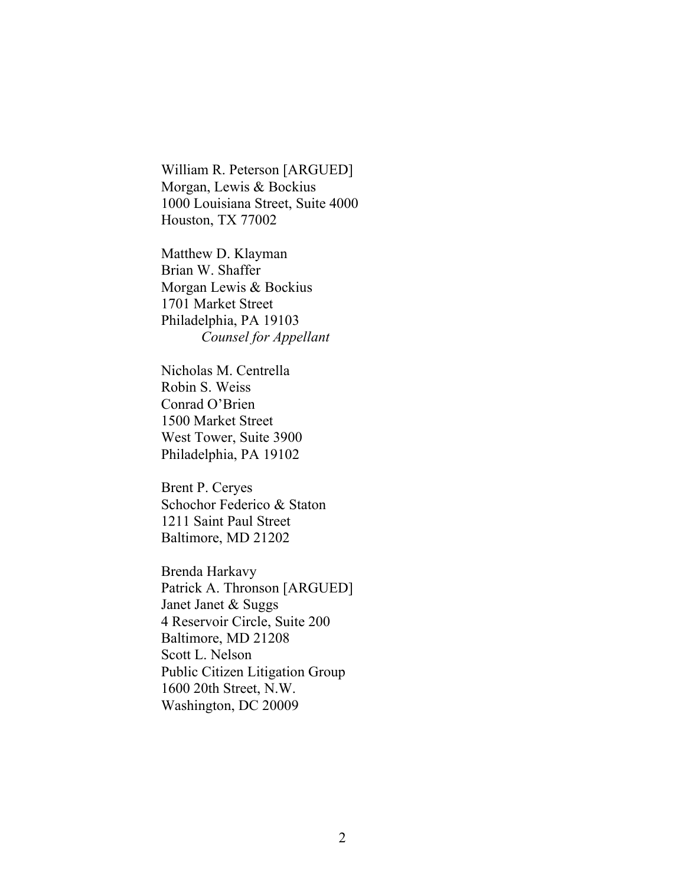William R. Peterson [ARGUED]
Morgan, Lewis & Bockius
1000 Louisiana Street, Suite 4000
Houston, TX 77002

Matthew D. Klayman
Brian W. Shaffer
Morgan Lewis & Bockius
1701 Market Street
Philadelphia, PA 19103
*Counsel for Appellant*

Nicholas M. Centrella
Robin S. Weiss
Conrad O'Brien
1500 Market Street
West Tower, Suite 3900
Philadelphia, PA 19102

Brent P. Ceryes
Schochor Federico & Staton
1211 Saint Paul Street
Baltimore, MD 21202

Brenda Harkavy
Patrick A. Thronson [ARGUED]
Janet Janet & Suggs
4 Reservoir Circle, Suite 200
Baltimore, MD 21208
Scott L. Nelson
Public Citizen Litigation Group
1600 20th Street, N.W.
Washington, DC 20009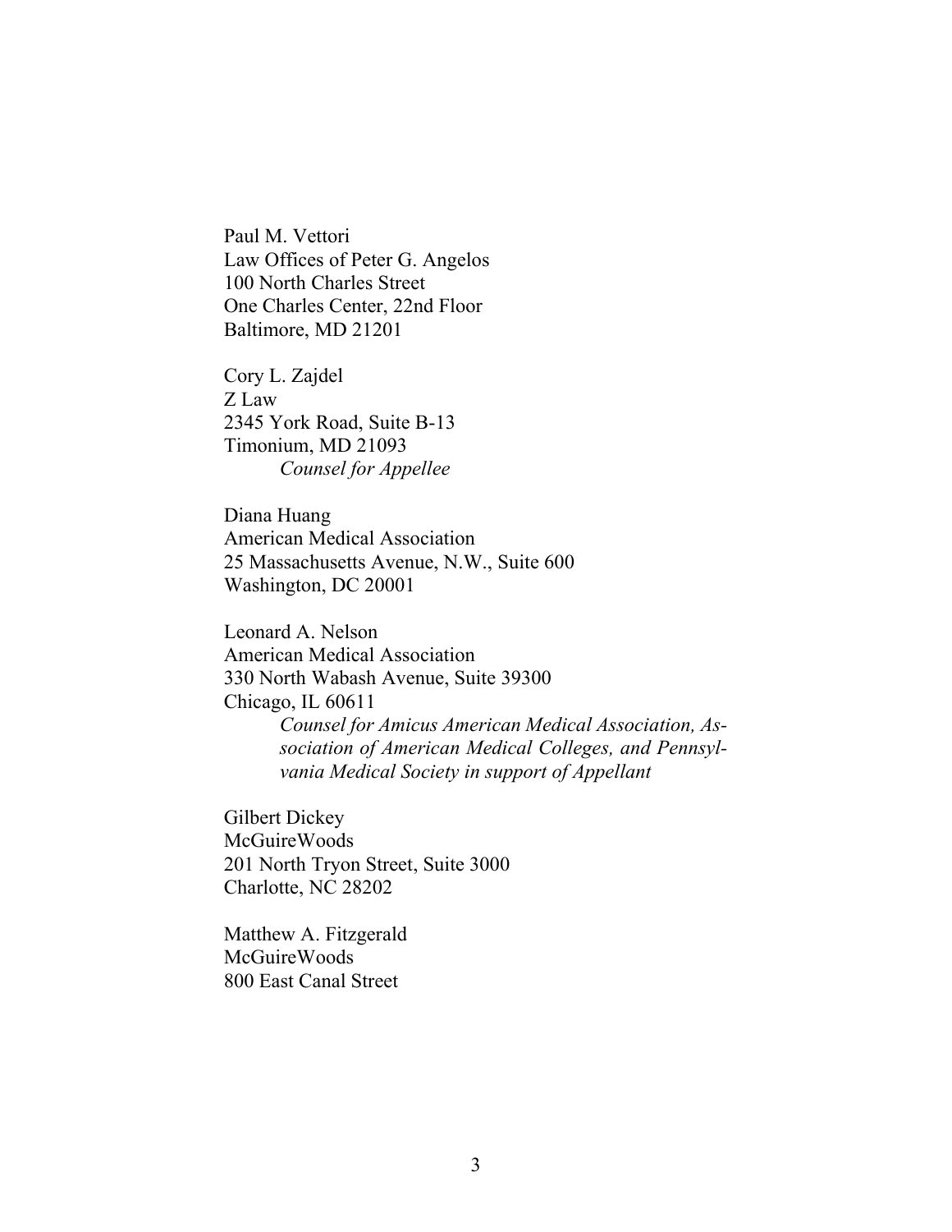Paul M. Vettori
Law Offices of Peter G. Angelos
100 North Charles Street
One Charles Center, 22nd Floor
Baltimore, MD 21201

Cory L. Zajdel
Z Law
2345 York Road, Suite B-13
Timonium, MD 21093
*Counsel for Appellee*

Diana Huang
American Medical Association
25 Massachusetts Avenue, N.W., Suite 600
Washington, DC 20001

Leonard A. Nelson
American Medical Association
330 North Wabash Avenue, Suite 39300
Chicago, IL 60611
*Counsel for Amicus American Medical Association, Association of American Medical Colleges, and Pennsylvania Medical Society in support of Appellant*

Gilbert Dickey
McGuireWoods
201 North Tryon Street, Suite 3000
Charlotte, NC 28202

Matthew A. Fitzgerald
McGuireWoods
800 East Canal Street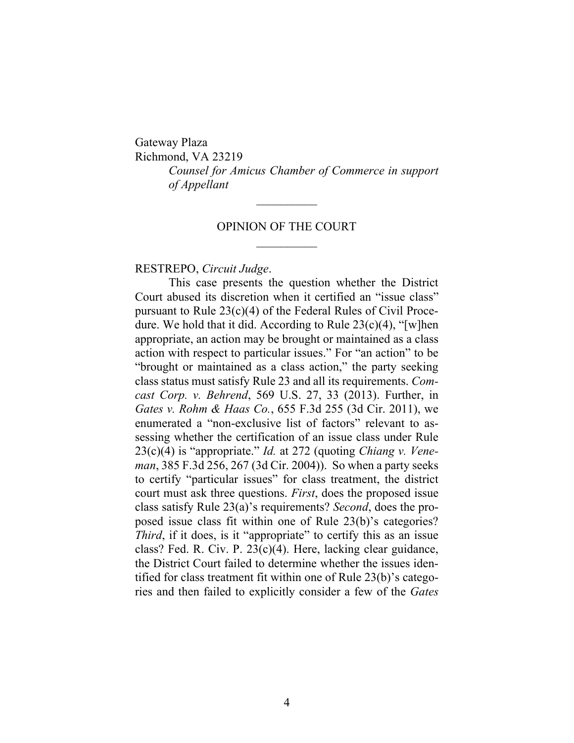Gateway Plaza
Richmond, VA 23219

*Counsel for Amicus Chamber of Commerce in support of Appellant*

---

OPINION OF THE COURT

---

RESTREPO, *Circuit Judge*.

This case presents the question whether the District Court abused its discretion when it certified an "issue class" pursuant to Rule 23(c)(4) of the Federal Rules of Civil Procedure. We hold that it did. According to Rule 23(c)(4), "[w]hen appropriate, an action may be brought or maintained as a class action with respect to particular issues." For "an action" to be "brought or maintained as a class action," the party seeking class status must satisfy Rule 23 and all its requirements. *Comcast Corp. v. Behrend*, 569 U.S. 27, 33 (2013). Further, in *Gates v. Rohm & Haas Co.*, 655 F.3d 255 (3d Cir. 2011), we enumerated a "non-exclusive list of factors" relevant to assessing whether the certification of an issue class under Rule 23(c)(4) is "appropriate." *Id.* at 272 (quoting *Chiang v. Veneman*, 385 F.3d 256, 267 (3d Cir. 2004)). So when a party seeks to certify "particular issues" for class treatment, the district court must ask three questions. *First*, does the proposed issue class satisfy Rule 23(a)'s requirements? *Second*, does the proposed issue class fit within one of Rule 23(b)'s categories? *Third*, if it does, is it "appropriate" to certify this as an issue class? Fed. R. Civ. P. 23(c)(4). Here, lacking clear guidance, the District Court failed to determine whether the issues identified for class treatment fit within one of Rule 23(b)'s categories and then failed to explicitly consider a few of the *Gates*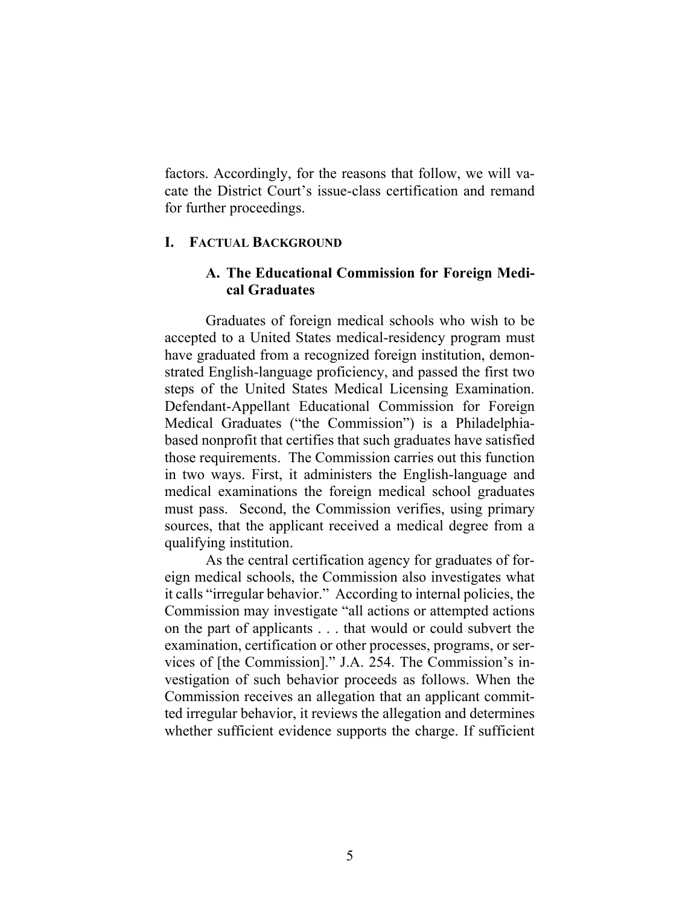factors. Accordingly, for the reasons that follow, we will vacate the District Court's issue-class certification and remand for further proceedings.

## I. FACTUAL BACKGROUND

### A. The Educational Commission for Foreign Medical Graduates

Graduates of foreign medical schools who wish to be accepted to a United States medical-residency program must have graduated from a recognized foreign institution, demonstrated English-language proficiency, and passed the first two steps of the United States Medical Licensing Examination. Defendant-Appellant Educational Commission for Foreign Medical Graduates ("the Commission") is a Philadelphia-based nonprofit that certifies that such graduates have satisfied those requirements. The Commission carries out this function in two ways. First, it administers the English-language and medical examinations the foreign medical school graduates must pass. Second, the Commission verifies, using primary sources, that the applicant received a medical degree from a qualifying institution.

As the central certification agency for graduates of foreign medical schools, the Commission also investigates what it calls "irregular behavior." According to internal policies, the Commission may investigate "all actions or attempted actions on the part of applicants . . . that would or could subvert the examination, certification or other processes, programs, or services of [the Commission]." J.A. 254. The Commission's investigation of such behavior proceeds as follows. When the Commission receives an allegation that an applicant committed irregular behavior, it reviews the allegation and determines whether sufficient evidence supports the charge. If sufficient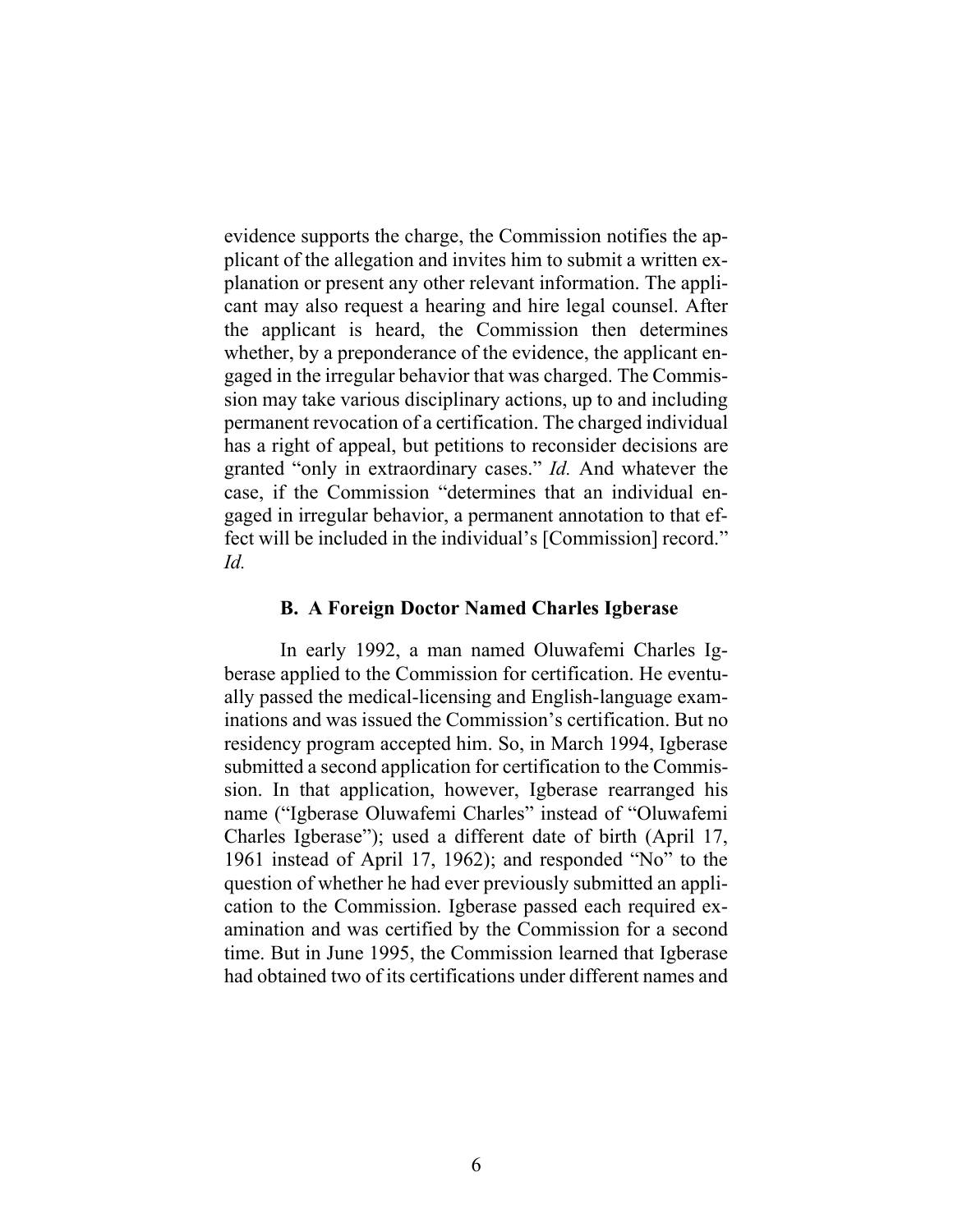evidence supports the charge, the Commission notifies the applicant of the allegation and invites him to submit a written explanation or present any other relevant information. The applicant may also request a hearing and hire legal counsel. After the applicant is heard, the Commission then determines whether, by a preponderance of the evidence, the applicant engaged in the irregular behavior that was charged. The Commission may take various disciplinary actions, up to and including permanent revocation of a certification. The charged individual has a right of appeal, but petitions to reconsider decisions are granted "only in extraordinary cases." *Id.* And whatever the case, if the Commission "determines that an individual engaged in irregular behavior, a permanent annotation to that effect will be included in the individual's [Commission] record." *Id.*

### B. A Foreign Doctor Named Charles Igberase

In early 1992, a man named Oluwafemi Charles Igberase applied to the Commission for certification. He eventually passed the medical-licensing and English-language examinations and was issued the Commission's certification. But no residency program accepted him. So, in March 1994, Igberase submitted a second application for certification to the Commission. In that application, however, Igberase rearranged his name ("Igberase Oluwafemi Charles" instead of "Oluwafemi Charles Igberase"); used a different date of birth (April 17, 1961 instead of April 17, 1962); and responded "No" to the question of whether he had ever previously submitted an application to the Commission. Igberase passed each required examination and was certified by the Commission for a second time. But in June 1995, the Commission learned that Igberase had obtained two of its certifications under different names and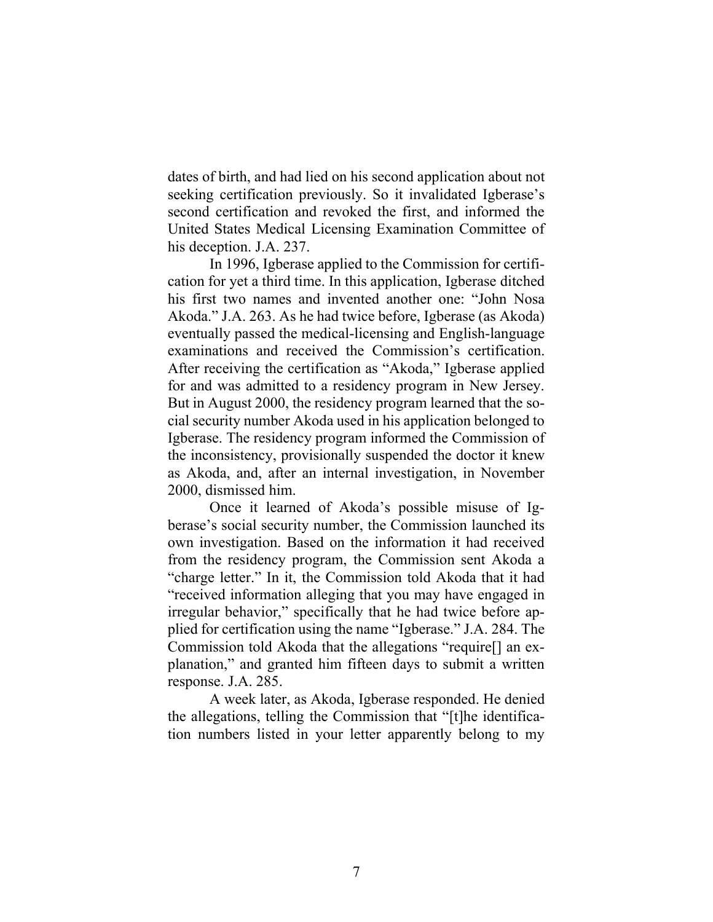dates of birth, and had lied on his second application about not seeking certification previously. So it invalidated Igberase's second certification and revoked the first, and informed the United States Medical Licensing Examination Committee of his deception. J.A. 237.

In 1996, Igberase applied to the Commission for certification for yet a third time. In this application, Igberase ditched his first two names and invented another one: "John Nosa Akoda." J.A. 263. As he had twice before, Igberase (as Akoda) eventually passed the medical-licensing and English-language examinations and received the Commission's certification. After receiving the certification as "Akoda," Igberase applied for and was admitted to a residency program in New Jersey. But in August 2000, the residency program learned that the social security number Akoda used in his application belonged to Igberase. The residency program informed the Commission of the inconsistency, provisionally suspended the doctor it knew as Akoda, and, after an internal investigation, in November 2000, dismissed him.

Once it learned of Akoda's possible misuse of Igberase's social security number, the Commission launched its own investigation. Based on the information it had received from the residency program, the Commission sent Akoda a "charge letter." In it, the Commission told Akoda that it had "received information alleging that you may have engaged in irregular behavior," specifically that he had twice before applied for certification using the name "Igberase." J.A. 284. The Commission told Akoda that the allegations "require[] an explanation," and granted him fifteen days to submit a written response. J.A. 285.

A week later, as Akoda, Igberase responded. He denied the allegations, telling the Commission that "[t]he identification numbers listed in your letter apparently belong to my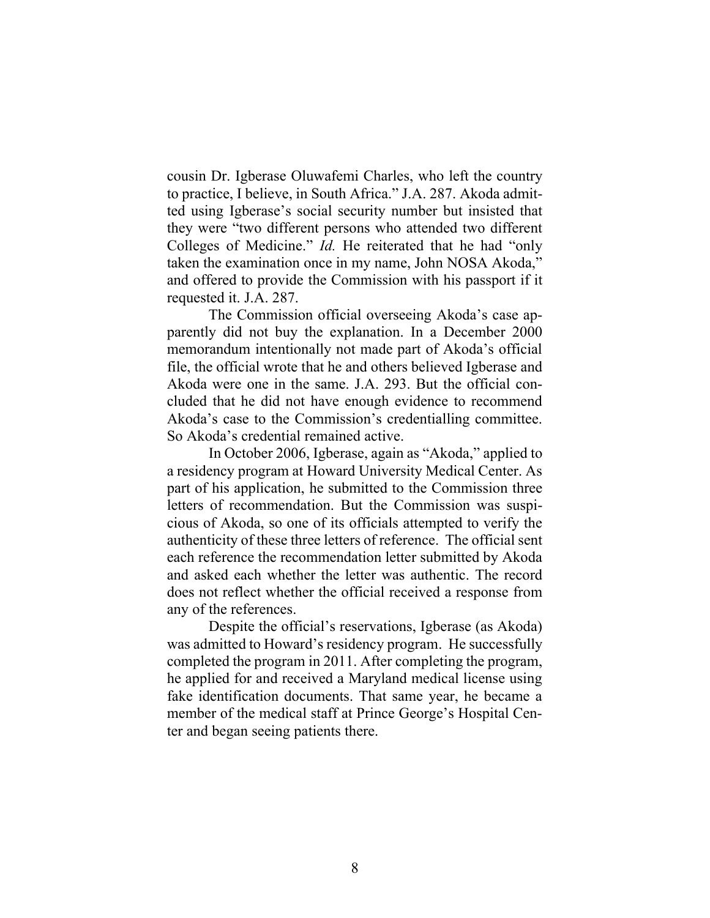cousin Dr. Igberase Oluwafemi Charles, who left the country to practice, I believe, in South Africa." J.A. 287. Akoda admitted using Igberase's social security number but insisted that they were "two different persons who attended two different Colleges of Medicine." *Id.* He reiterated that he had "only taken the examination once in my name, John NOSA Akoda," and offered to provide the Commission with his passport if it requested it. J.A. 287.

The Commission official overseeing Akoda's case apparently did not buy the explanation. In a December 2000 memorandum intentionally not made part of Akoda's official file, the official wrote that he and others believed Igberase and Akoda were one in the same. J.A. 293. But the official concluded that he did not have enough evidence to recommend Akoda's case to the Commission's credentialling committee. So Akoda's credential remained active.

In October 2006, Igberase, again as "Akoda," applied to a residency program at Howard University Medical Center. As part of his application, he submitted to the Commission three letters of recommendation. But the Commission was suspicious of Akoda, so one of its officials attempted to verify the authenticity of these three letters of reference. The official sent each reference the recommendation letter submitted by Akoda and asked each whether the letter was authentic. The record does not reflect whether the official received a response from any of the references.

Despite the official's reservations, Igberase (as Akoda) was admitted to Howard's residency program. He successfully completed the program in 2011. After completing the program, he applied for and received a Maryland medical license using fake identification documents. That same year, he became a member of the medical staff at Prince George's Hospital Center and began seeing patients there.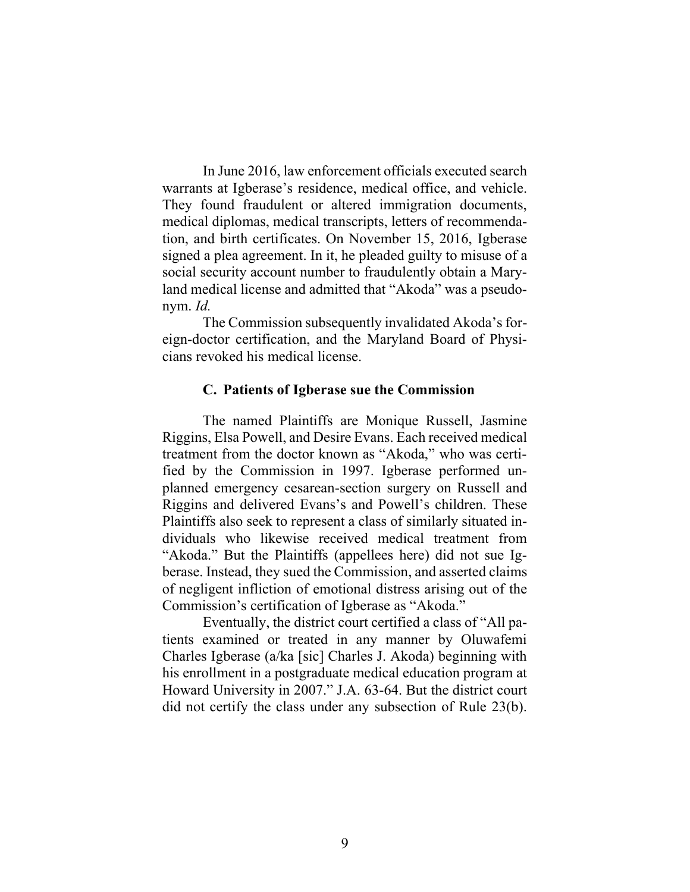In June 2016, law enforcement officials executed search warrants at Igberase's residence, medical office, and vehicle. They found fraudulent or altered immigration documents, medical diplomas, medical transcripts, letters of recommendation, and birth certificates. On November 15, 2016, Igberase signed a plea agreement. In it, he pleaded guilty to misuse of a social security account number to fraudulently obtain a Maryland medical license and admitted that "Akoda" was a pseudonym. *Id.*

The Commission subsequently invalidated Akoda's foreign-doctor certification, and the Maryland Board of Physicians revoked his medical license.

### C. Patients of Igberase sue the Commission

The named Plaintiffs are Monique Russell, Jasmine Riggins, Elsa Powell, and Desire Evans. Each received medical treatment from the doctor known as "Akoda," who was certified by the Commission in 1997. Igberase performed unplanned emergency cesarean-section surgery on Russell and Riggins and delivered Evans's and Powell's children. These Plaintiffs also seek to represent a class of similarly situated individuals who likewise received medical treatment from "Akoda." But the Plaintiffs (appellees here) did not sue Igberase. Instead, they sued the Commission, and asserted claims of negligent infliction of emotional distress arising out of the Commission's certification of Igberase as "Akoda."

Eventually, the district court certified a class of "All patients examined or treated in any manner by Oluwafemi Charles Igberase (a/ka [sic] Charles J. Akoda) beginning with his enrollment in a postgraduate medical education program at Howard University in 2007." J.A. 63-64. But the district court did not certify the class under any subsection of Rule 23(b).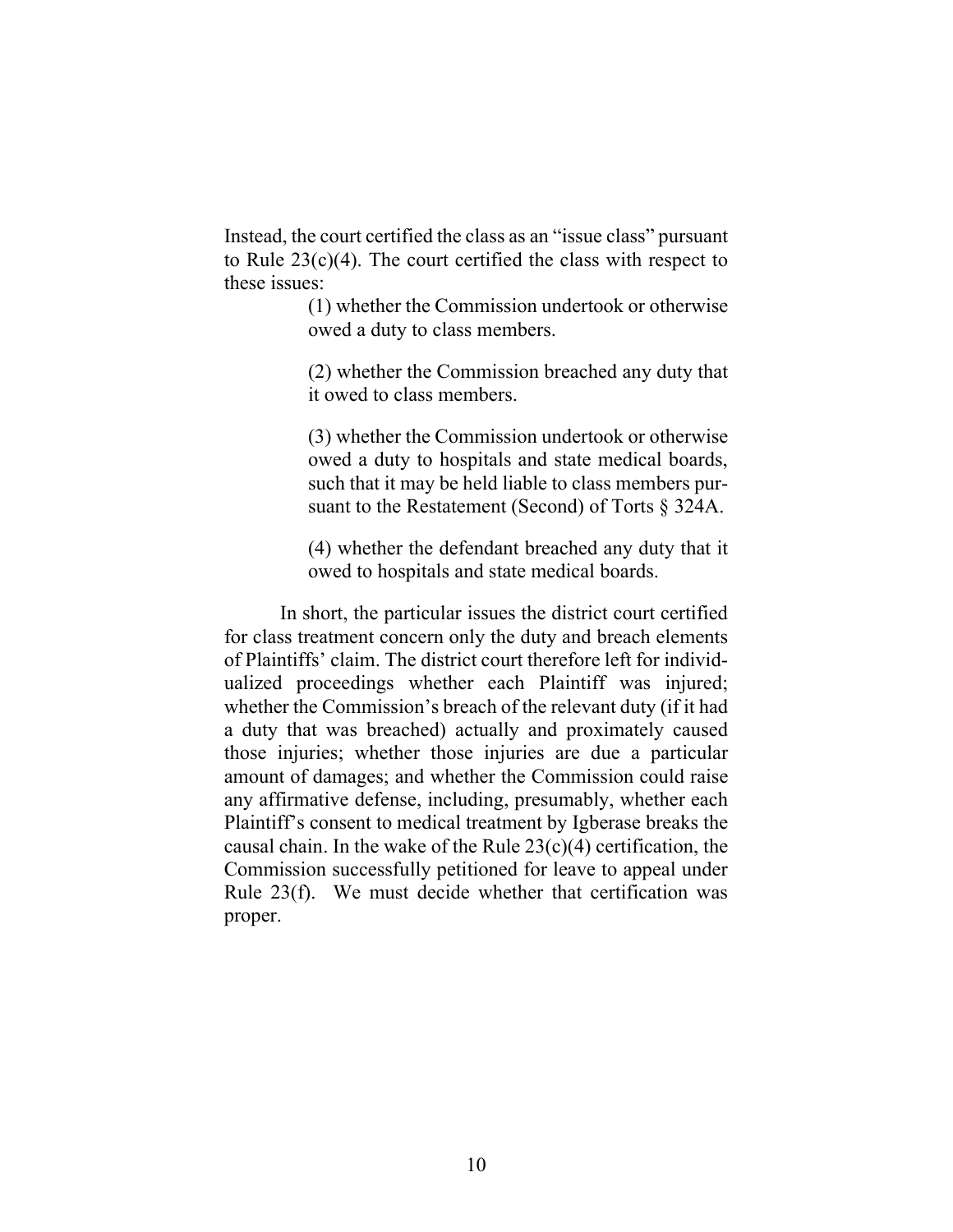Instead, the court certified the class as an "issue class" pursuant to Rule 23(c)(4). The court certified the class with respect to these issues:

> (1) whether the Commission undertook or otherwise owed a duty to class members.
>
> (2) whether the Commission breached any duty that it owed to class members.
>
> (3) whether the Commission undertook or otherwise owed a duty to hospitals and state medical boards, such that it may be held liable to class members pursuant to the Restatement (Second) of Torts § 324A.
>
> (4) whether the defendant breached any duty that it owed to hospitals and state medical boards.

In short, the particular issues the district court certified for class treatment concern only the duty and breach elements of Plaintiffs' claim. The district court therefore left for individualized proceedings whether each Plaintiff was injured; whether the Commission's breach of the relevant duty (if it had a duty that was breached) actually and proximately caused those injuries; whether those injuries are due a particular amount of damages; and whether the Commission could raise any affirmative defense, including, presumably, whether each Plaintiff's consent to medical treatment by Igberase breaks the causal chain. In the wake of the Rule 23(c)(4) certification, the Commission successfully petitioned for leave to appeal under Rule 23(f). We must decide whether that certification was proper.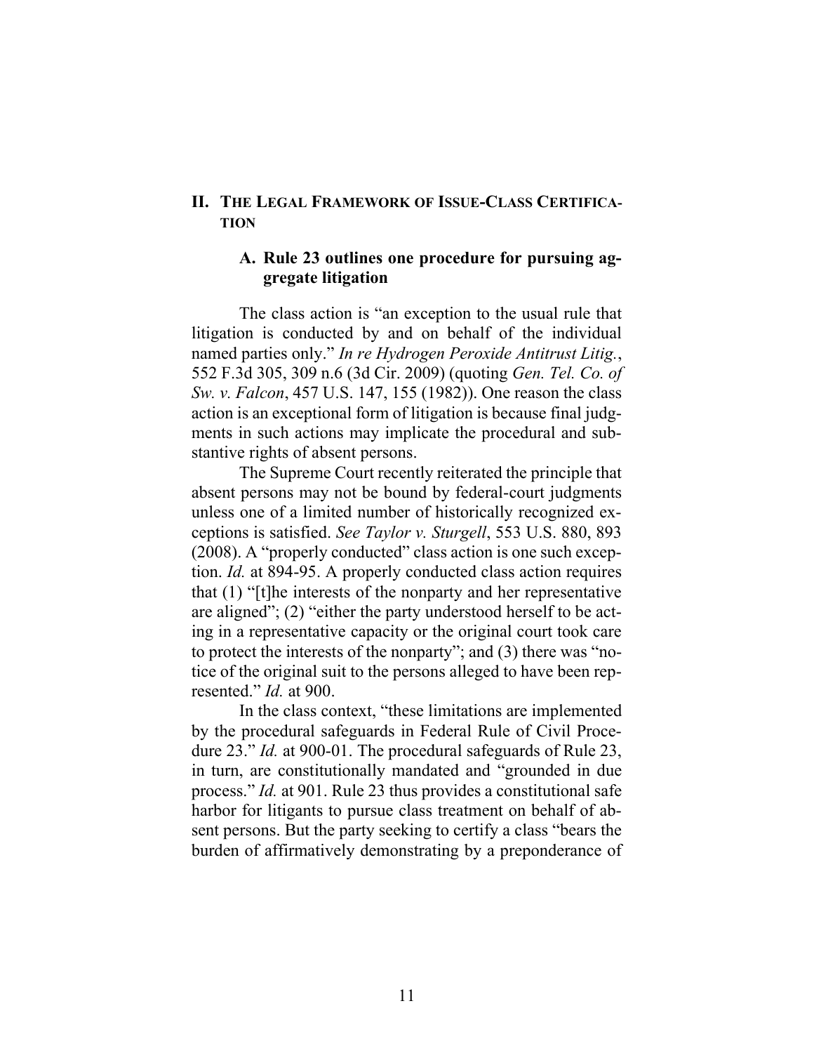## II. THE LEGAL FRAMEWORK OF ISSUE-CLASS CERTIFICATION

### A. Rule 23 outlines one procedure for pursuing aggregate litigation

The class action is "an exception to the usual rule that litigation is conducted by and on behalf of the individual named parties only." *In re Hydrogen Peroxide Antitrust Litig.*, 552 F.3d 305, 309 n.6 (3d Cir. 2009) (quoting *Gen. Tel. Co. of Sw. v. Falcon*, 457 U.S. 147, 155 (1982)). One reason the class action is an exceptional form of litigation is because final judgments in such actions may implicate the procedural and substantive rights of absent persons.

The Supreme Court recently reiterated the principle that absent persons may not be bound by federal-court judgments unless one of a limited number of historically recognized exceptions is satisfied. *See Taylor v. Sturgell*, 553 U.S. 880, 893 (2008). A "properly conducted" class action is one such exception. *Id.* at 894-95. A properly conducted class action requires that (1) "[t]he interests of the nonparty and her representative are aligned"; (2) "either the party understood herself to be acting in a representative capacity or the original court took care to protect the interests of the nonparty"; and (3) there was "notice of the original suit to the persons alleged to have been represented." *Id.* at 900.

In the class context, "these limitations are implemented by the procedural safeguards in Federal Rule of Civil Procedure 23." *Id.* at 900-01. The procedural safeguards of Rule 23, in turn, are constitutionally mandated and "grounded in due process." *Id.* at 901. Rule 23 thus provides a constitutional safe harbor for litigants to pursue class treatment on behalf of absent persons. But the party seeking to certify a class "bears the burden of affirmatively demonstrating by a preponderance of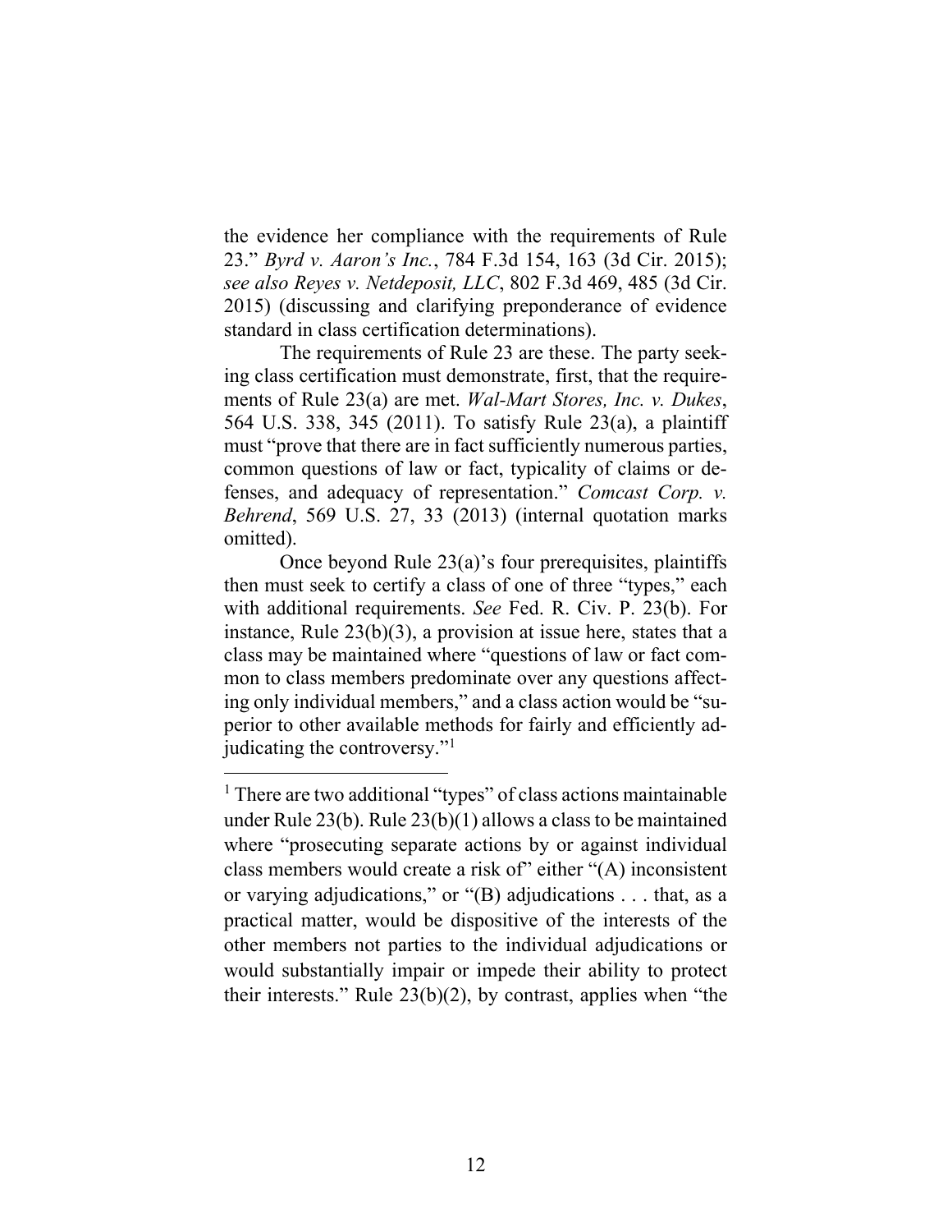the evidence her compliance with the requirements of Rule 23." *Byrd v. Aaron's Inc.*, 784 F.3d 154, 163 (3d Cir. 2015); *see also Reyes v. Netdeposit, LLC*, 802 F.3d 469, 485 (3d Cir. 2015) (discussing and clarifying preponderance of evidence standard in class certification determinations).

The requirements of Rule 23 are these. The party seeking class certification must demonstrate, first, that the requirements of Rule 23(a) are met. *Wal-Mart Stores, Inc. v. Dukes*, 564 U.S. 338, 345 (2011). To satisfy Rule 23(a), a plaintiff must "prove that there are in fact sufficiently numerous parties, common questions of law or fact, typicality of claims or defenses, and adequacy of representation." *Comcast Corp. v. Behrend*, 569 U.S. 27, 33 (2013) (internal quotation marks omitted).

Once beyond Rule 23(a)'s four prerequisites, plaintiffs then must seek to certify a class of one of three "types," each with additional requirements. *See* Fed. R. Civ. P. 23(b). For instance, Rule 23(b)(3), a provision at issue here, states that a class may be maintained where "questions of law or fact common to class members predominate over any questions affecting only individual members," and a class action would be "superior to other available methods for fairly and efficiently adjudicating the controversy."[1]

---

[1] There are two additional "types" of class actions maintainable under Rule 23(b). Rule 23(b)(1) allows a class to be maintained where "prosecuting separate actions by or against individual class members would create a risk of" either "(A) inconsistent or varying adjudications," or "(B) adjudications . . . that, as a practical matter, would be dispositive of the interests of the other members not parties to the individual adjudications or would substantially impair or impede their ability to protect their interests." Rule 23(b)(2), by contrast, applies when "the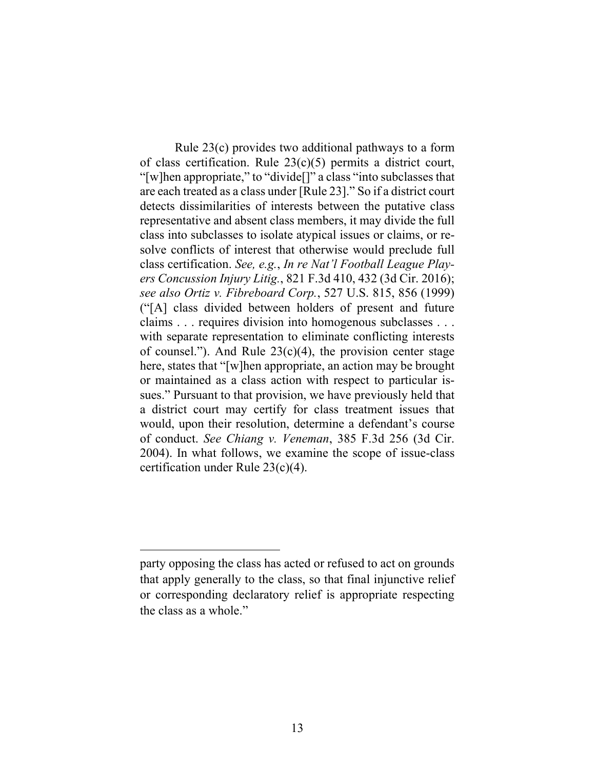Rule 23(c) provides two additional pathways to a form of class certification. Rule 23(c)(5) permits a district court, "[w]hen appropriate," to "divide[]" a class "into subclasses that are each treated as a class under [Rule 23]." So if a district court detects dissimilarities of interests between the putative class representative and absent class members, it may divide the full class into subclasses to isolate atypical issues or claims, or resolve conflicts of interest that otherwise would preclude full class certification. *See, e.g.*, *In re Nat'l Football League Players Concussion Injury Litig.*, 821 F.3d 410, 432 (3d Cir. 2016); *see also Ortiz v. Fibreboard Corp.*, 527 U.S. 815, 856 (1999) ("[A] class divided between holders of present and future claims . . . requires division into homogenous subclasses . . . with separate representation to eliminate conflicting interests of counsel."). And Rule 23(c)(4), the provision center stage here, states that "[w]hen appropriate, an action may be brought or maintained as a class action with respect to particular issues." Pursuant to that provision, we have previously held that a district court may certify for class treatment issues that would, upon their resolution, determine a defendant's course of conduct. *See Chiang v. Veneman*, 385 F.3d 256 (3d Cir. 2004). In what follows, we examine the scope of issue-class certification under Rule 23(c)(4).

---

party opposing the class has acted or refused to act on grounds that apply generally to the class, so that final injunctive relief or corresponding declaratory relief is appropriate respecting the class as a whole."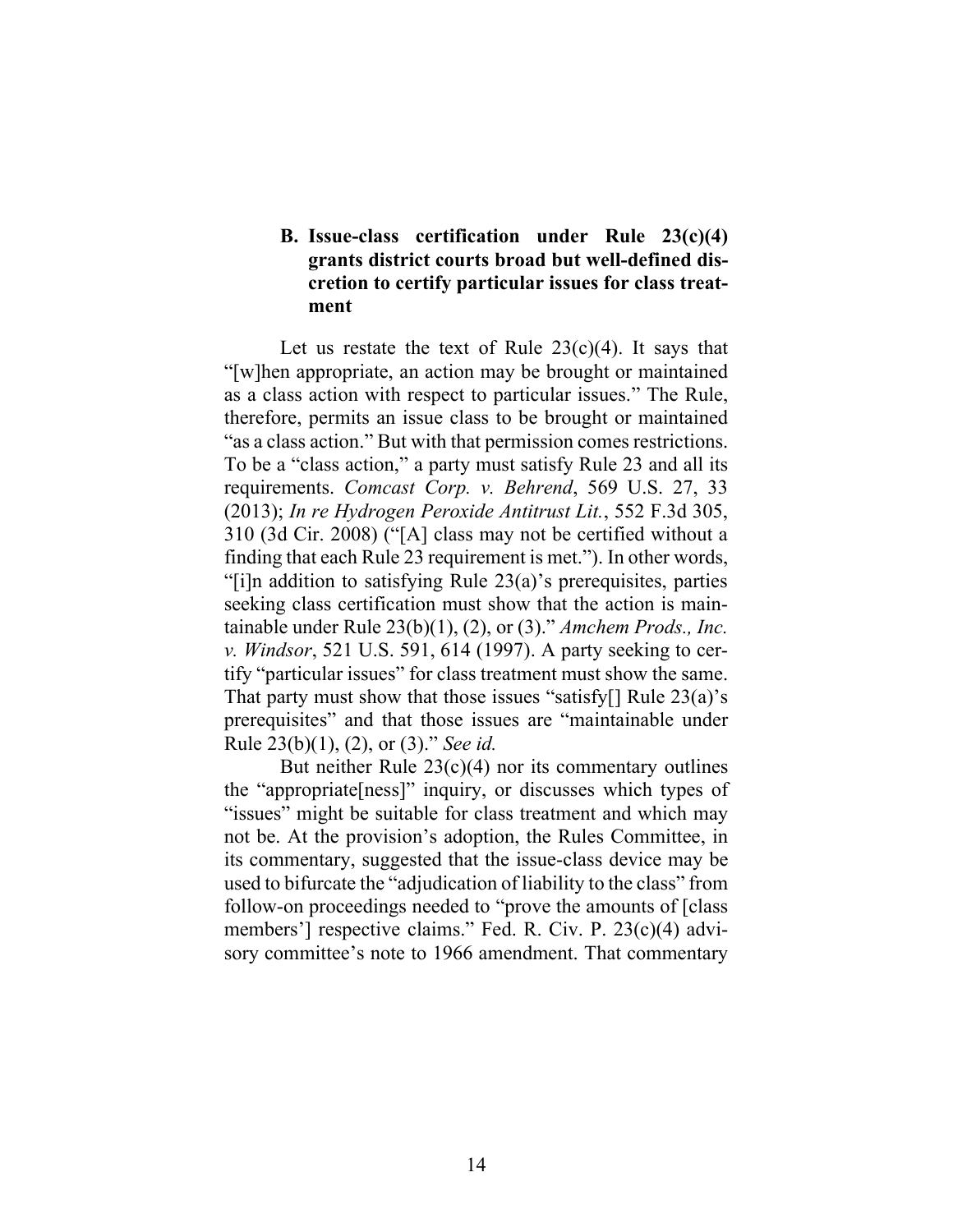### B. Issue-class certification under Rule 23(c)(4) grants district courts broad but well-defined discretion to certify particular issues for class treatment

Let us restate the text of Rule 23(c)(4). It says that "[w]hen appropriate, an action may be brought or maintained as a class action with respect to particular issues." The Rule, therefore, permits an issue class to be brought or maintained "as a class action." But with that permission comes restrictions. To be a "class action," a party must satisfy Rule 23 and all its requirements. *Comcast Corp. v. Behrend*, 569 U.S. 27, 33 (2013); *In re Hydrogen Peroxide Antitrust Lit.*, 552 F.3d 305, 310 (3d Cir. 2008) ("[A] class may not be certified without a finding that each Rule 23 requirement is met."). In other words, "[i]n addition to satisfying Rule 23(a)'s prerequisites, parties seeking class certification must show that the action is maintainable under Rule 23(b)(1), (2), or (3)." *Amchem Prods., Inc. v. Windsor*, 521 U.S. 591, 614 (1997). A party seeking to certify "particular issues" for class treatment must show the same. That party must show that those issues "satisfy[] Rule 23(a)'s prerequisites" and that those issues are "maintainable under Rule 23(b)(1), (2), or (3)." *See id.*

But neither Rule 23(c)(4) nor its commentary outlines the "appropriate[ness]" inquiry, or discusses which types of "issues" might be suitable for class treatment and which may not be. At the provision's adoption, the Rules Committee, in its commentary, suggested that the issue-class device may be used to bifurcate the "adjudication of liability to the class" from follow-on proceedings needed to "prove the amounts of [class members'] respective claims." Fed. R. Civ. P. 23(c)(4) advisory committee's note to 1966 amendment. That commentary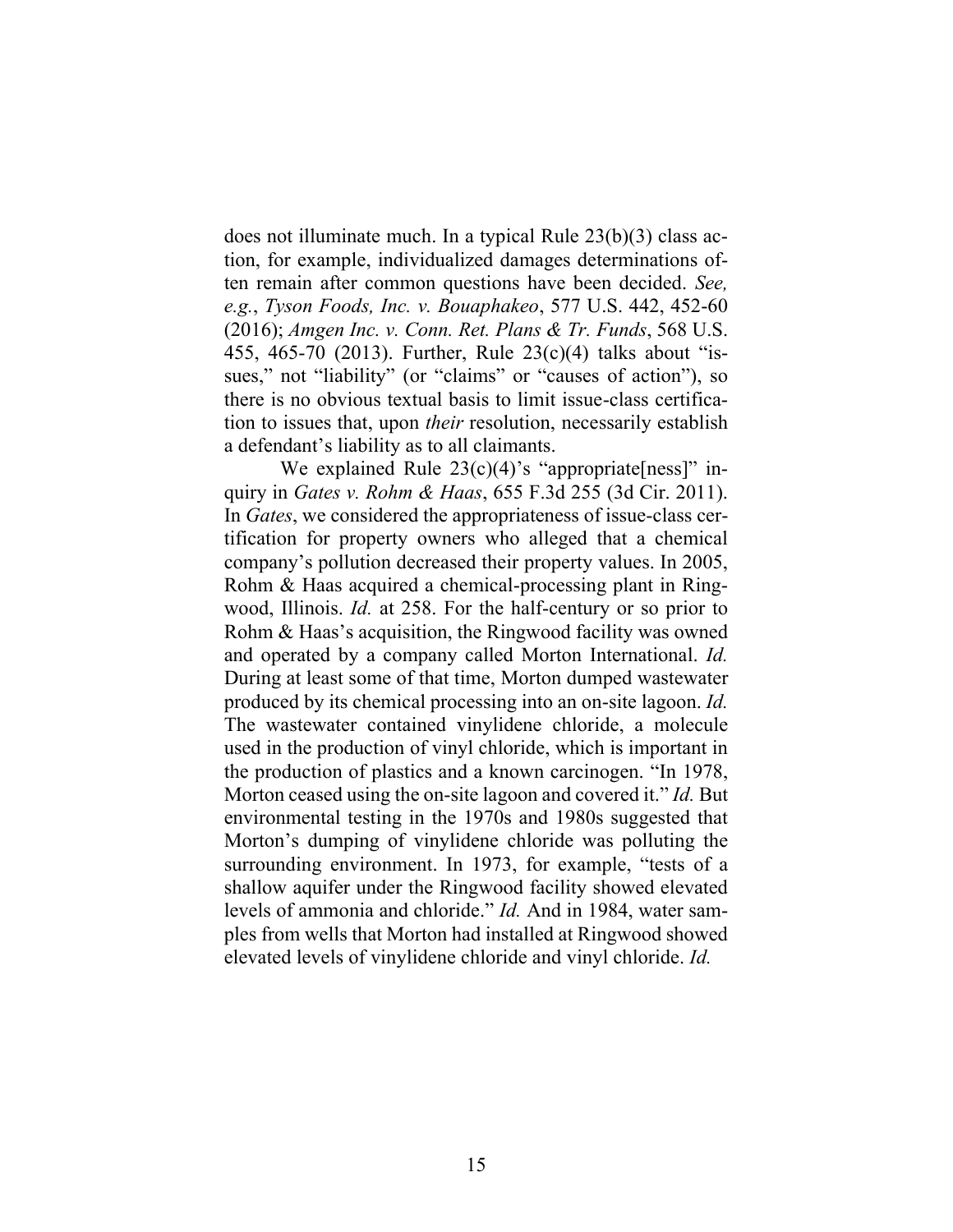does not illuminate much. In a typical Rule 23(b)(3) class action, for example, individualized damages determinations often remain after common questions have been decided. *See, e.g.*, *Tyson Foods, Inc. v. Bouaphakeo*, 577 U.S. 442, 452-60 (2016); *Amgen Inc. v. Conn. Ret. Plans & Tr. Funds*, 568 U.S. 455, 465-70 (2013). Further, Rule 23(c)(4) talks about "issues," not "liability" (or "claims" or "causes of action"), so there is no obvious textual basis to limit issue-class certification to issues that, upon *their* resolution, necessarily establish a defendant's liability as to all claimants.

We explained Rule 23(c)(4)'s "appropriate[ness]" inquiry in *Gates v. Rohm & Haas*, 655 F.3d 255 (3d Cir. 2011). In *Gates*, we considered the appropriateness of issue-class certification for property owners who alleged that a chemical company's pollution decreased their property values. In 2005, Rohm & Haas acquired a chemical-processing plant in Ringwood, Illinois. *Id.* at 258. For the half-century or so prior to Rohm & Haas's acquisition, the Ringwood facility was owned and operated by a company called Morton International. *Id.* During at least some of that time, Morton dumped wastewater produced by its chemical processing into an on-site lagoon. *Id.* The wastewater contained vinylidene chloride, a molecule used in the production of vinyl chloride, which is important in the production of plastics and a known carcinogen. "In 1978, Morton ceased using the on-site lagoon and covered it." *Id.* But environmental testing in the 1970s and 1980s suggested that Morton's dumping of vinylidene chloride was polluting the surrounding environment. In 1973, for example, "tests of a shallow aquifer under the Ringwood facility showed elevated levels of ammonia and chloride." *Id.* And in 1984, water samples from wells that Morton had installed at Ringwood showed elevated levels of vinylidene chloride and vinyl chloride. *Id.*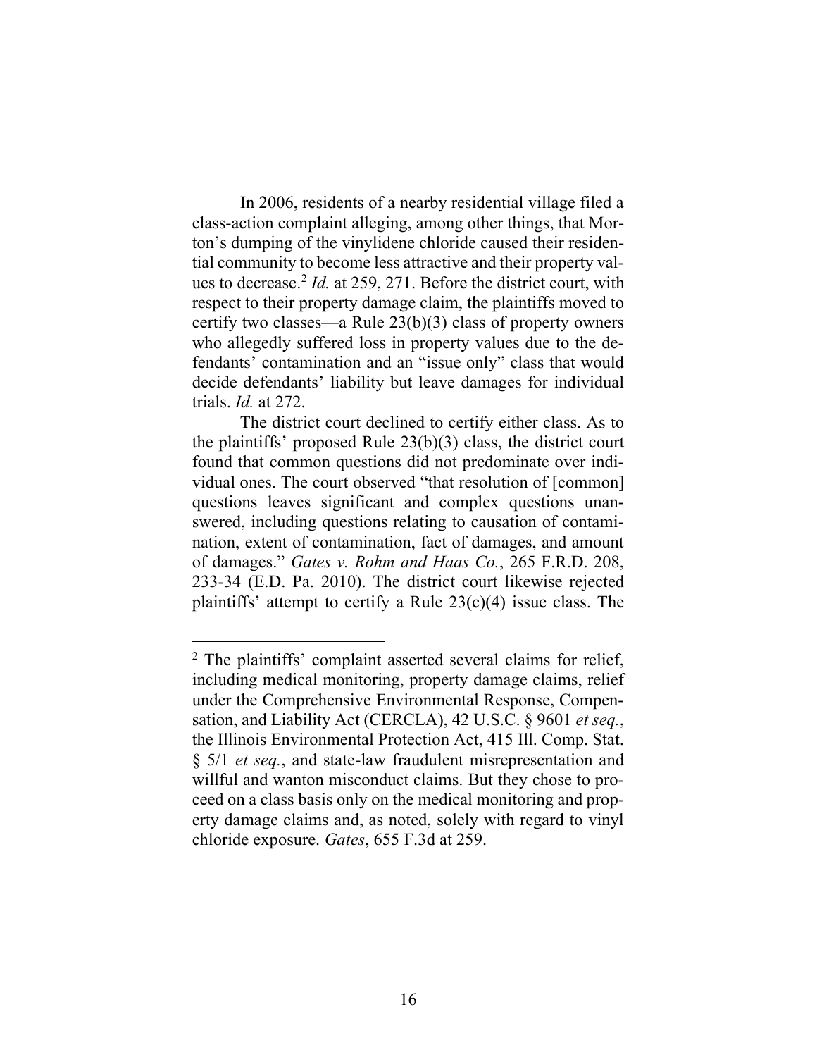In 2006, residents of a nearby residential village filed a class-action complaint alleging, among other things, that Morton's dumping of the vinylidene chloride caused their residential community to become less attractive and their property values to decrease.[2] *Id.* at 259, 271. Before the district court, with respect to their property damage claim, the plaintiffs moved to certify two classes—a Rule 23(b)(3) class of property owners who allegedly suffered loss in property values due to the defendants' contamination and an "issue only" class that would decide defendants' liability but leave damages for individual trials. *Id.* at 272.

The district court declined to certify either class. As to the plaintiffs' proposed Rule 23(b)(3) class, the district court found that common questions did not predominate over individual ones. The court observed "that resolution of [common] questions leaves significant and complex questions unanswered, including questions relating to causation of contamination, extent of contamination, fact of damages, and amount of damages." *Gates v. Rohm and Haas Co.*, 265 F.R.D. 208, 233-34 (E.D. Pa. 2010). The district court likewise rejected plaintiffs' attempt to certify a Rule 23(c)(4) issue class. The

---

[2] The plaintiffs' complaint asserted several claims for relief, including medical monitoring, property damage claims, relief under the Comprehensive Environmental Response, Compensation, and Liability Act (CERCLA), 42 U.S.C. § 9601 *et seq.*, the Illinois Environmental Protection Act, 415 Ill. Comp. Stat. § 5/1 *et seq.*, and state-law fraudulent misrepresentation and willful and wanton misconduct claims. But they chose to proceed on a class basis only on the medical monitoring and property damage claims and, as noted, solely with regard to vinyl chloride exposure. *Gates*, 655 F.3d at 259.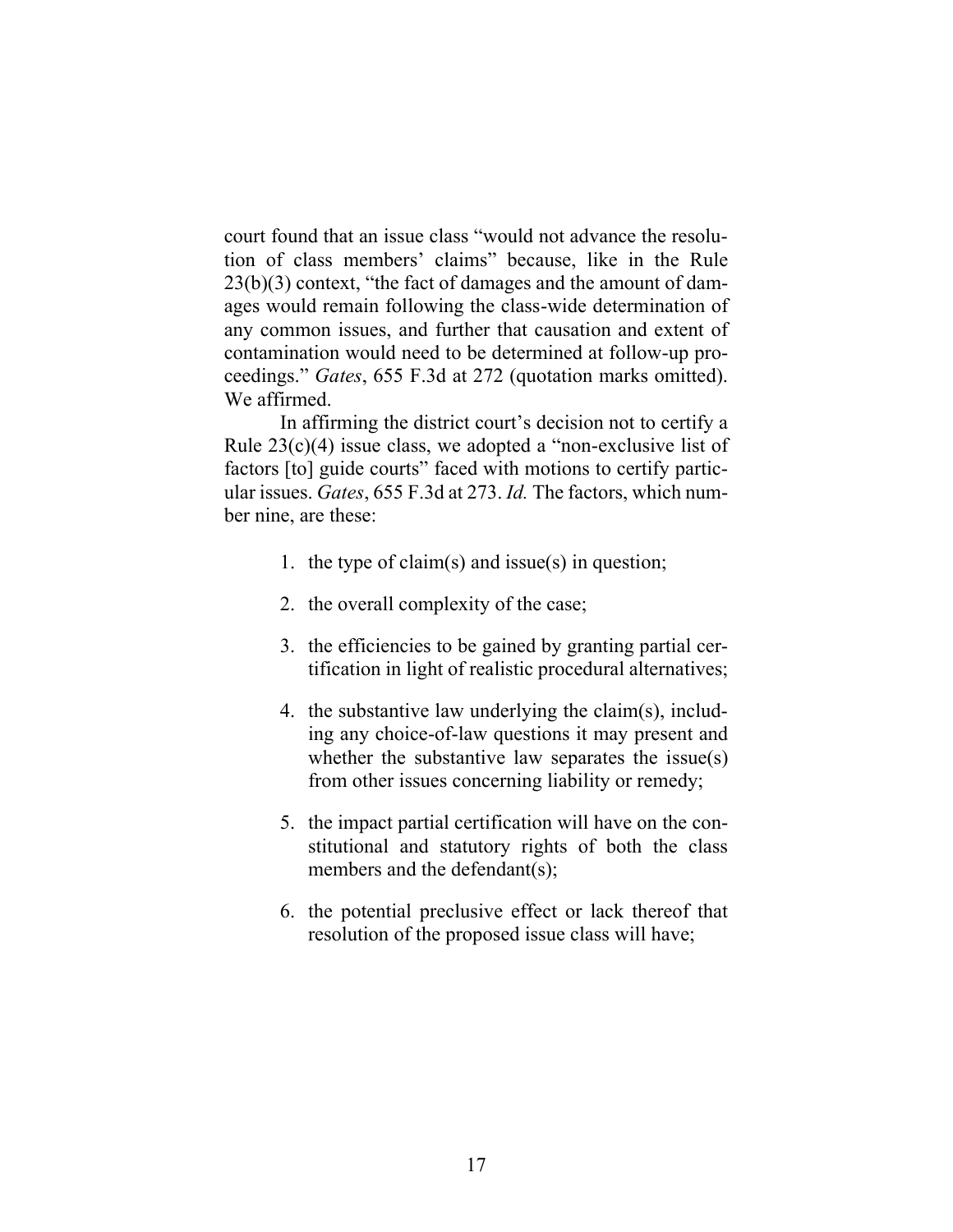court found that an issue class "would not advance the resolution of class members' claims" because, like in the Rule 23(b)(3) context, "the fact of damages and the amount of damages would remain following the class-wide determination of any common issues, and further that causation and extent of contamination would need to be determined at follow-up proceedings." *Gates*, 655 F.3d at 272 (quotation marks omitted). We affirmed.

In affirming the district court's decision not to certify a Rule 23(c)(4) issue class, we adopted a "non-exclusive list of factors [to] guide courts" faced with motions to certify particular issues. *Gates*, 655 F.3d at 273. *Id.* The factors, which number nine, are these:

1. the type of claim(s) and issue(s) in question;
2. the overall complexity of the case;
3. the efficiencies to be gained by granting partial certification in light of realistic procedural alternatives;
4. the substantive law underlying the claim(s), including any choice-of-law questions it may present and whether the substantive law separates the issue(s) from other issues concerning liability or remedy;
5. the impact partial certification will have on the constitutional and statutory rights of both the class members and the defendant(s);
6. the potential preclusive effect or lack thereof that resolution of the proposed issue class will have;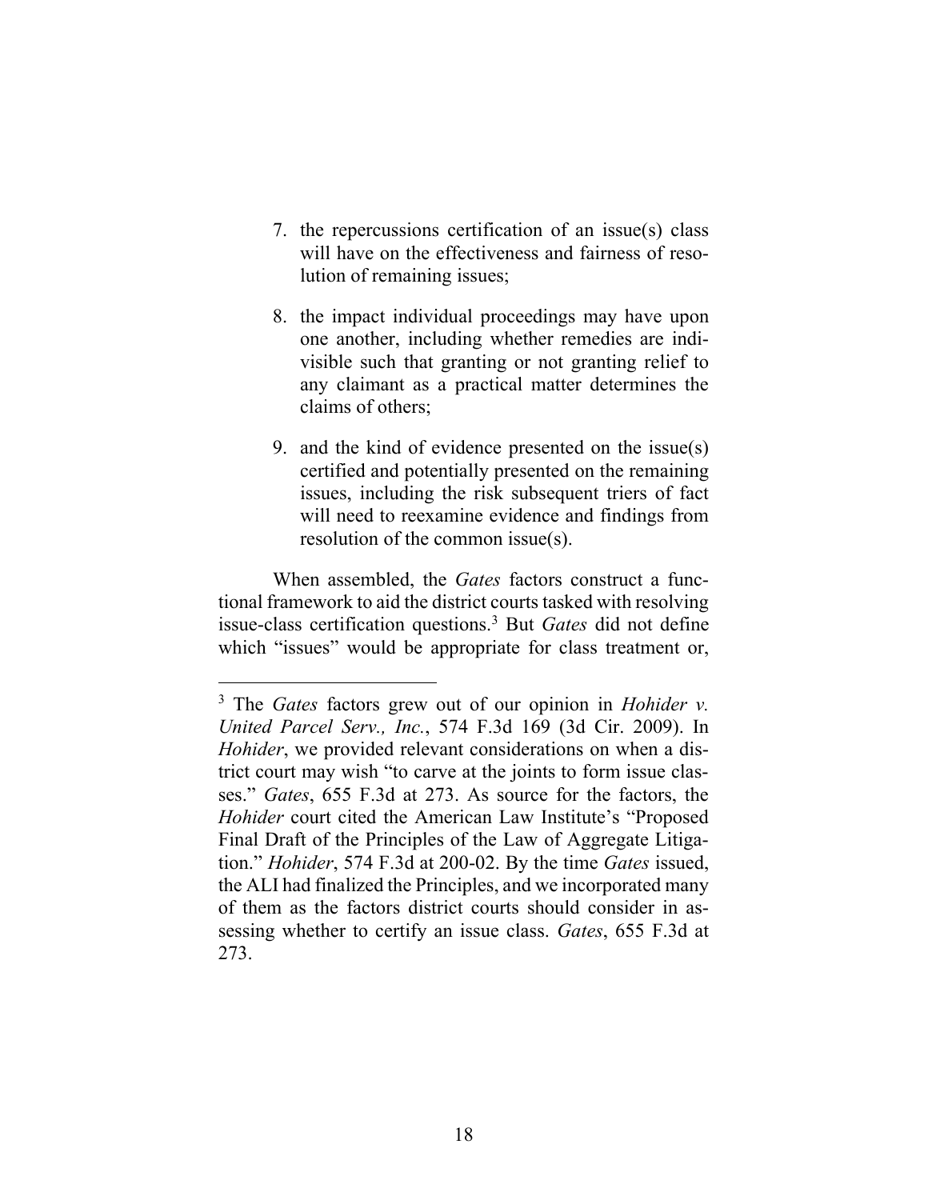7. the repercussions certification of an issue(s) class will have on the effectiveness and fairness of resolution of remaining issues;

8. the impact individual proceedings may have upon one another, including whether remedies are indivisible such that granting or not granting relief to any claimant as a practical matter determines the claims of others;

9. and the kind of evidence presented on the issue(s) certified and potentially presented on the remaining issues, including the risk subsequent triers of fact will need to reexamine evidence and findings from resolution of the common issue(s).

When assembled, the *Gates* factors construct a functional framework to aid the district courts tasked with resolving issue-class certification questions.[3] But *Gates* did not define which "issues" would be appropriate for class treatment or,

---

[3] The *Gates* factors grew out of our opinion in *Hohider v. United Parcel Serv., Inc.*, 574 F.3d 169 (3d Cir. 2009). In *Hohider*, we provided relevant considerations on when a district court may wish "to carve at the joints to form issue classes." *Gates*, 655 F.3d at 273. As source for the factors, the *Hohider* court cited the American Law Institute's "Proposed Final Draft of the Principles of the Law of Aggregate Litigation." *Hohider*, 574 F.3d at 200-02. By the time *Gates* issued, the ALI had finalized the Principles, and we incorporated many of them as the factors district courts should consider in assessing whether to certify an issue class. *Gates*, 655 F.3d at 273.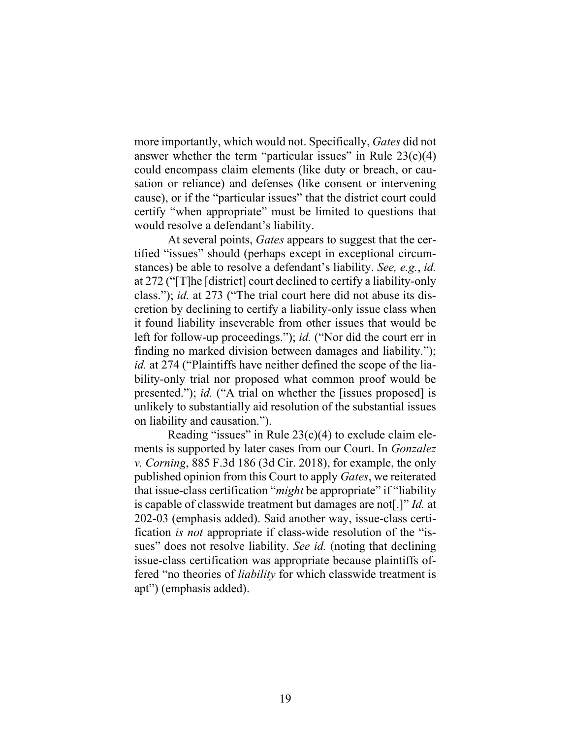more importantly, which would not. Specifically, *Gates* did not answer whether the term "particular issues" in Rule 23(c)(4) could encompass claim elements (like duty or breach, or causation or reliance) and defenses (like consent or intervening cause), or if the "particular issues" that the district court could certify "when appropriate" must be limited to questions that would resolve a defendant's liability.

At several points, *Gates* appears to suggest that the certified "issues" should (perhaps except in exceptional circumstances) be able to resolve a defendant's liability. *See, e.g.*, *id.* at 272 ("[T]he [district] court declined to certify a liability-only class."); *id.* at 273 ("The trial court here did not abuse its discretion by declining to certify a liability-only issue class when it found liability inseverable from other issues that would be left for follow-up proceedings."); *id.* ("Nor did the court err in finding no marked division between damages and liability."); *id.* at 274 ("Plaintiffs have neither defined the scope of the liability-only trial nor proposed what common proof would be presented."); *id.* ("A trial on whether the [issues proposed] is unlikely to substantially aid resolution of the substantial issues on liability and causation.").

Reading "issues" in Rule 23(c)(4) to exclude claim elements is supported by later cases from our Court. In *Gonzalez v. Corning*, 885 F.3d 186 (3d Cir. 2018), for example, the only published opinion from this Court to apply *Gates*, we reiterated that issue-class certification "*might* be appropriate" if "liability is capable of classwide treatment but damages are not[.]" *Id.* at 202-03 (emphasis added). Said another way, issue-class certification *is not* appropriate if class-wide resolution of the "issues" does not resolve liability. *See id.* (noting that declining issue-class certification was appropriate because plaintiffs offered "no theories of *liability* for which classwide treatment is apt") (emphasis added).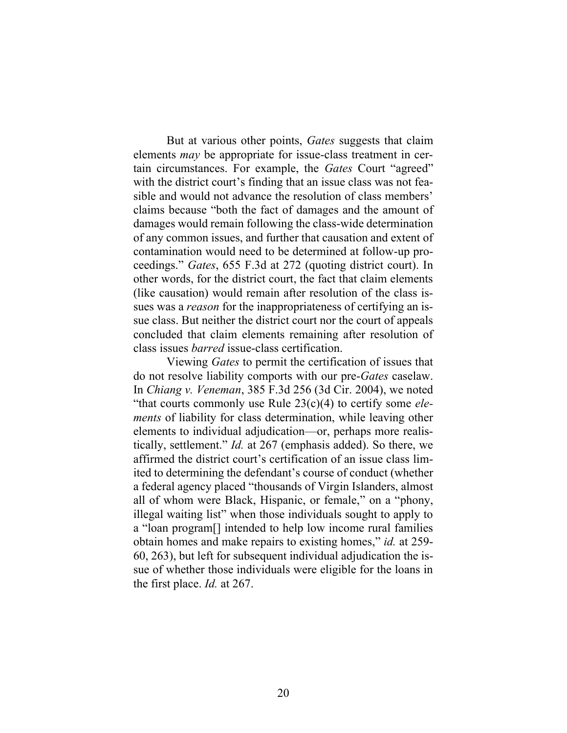But at various other points, *Gates* suggests that claim elements *may* be appropriate for issue-class treatment in certain circumstances. For example, the *Gates* Court "agreed" with the district court's finding that an issue class was not feasible and would not advance the resolution of class members' claims because "both the fact of damages and the amount of damages would remain following the class-wide determination of any common issues, and further that causation and extent of contamination would need to be determined at follow-up proceedings." *Gates*, 655 F.3d at 272 (quoting district court). In other words, for the district court, the fact that claim elements (like causation) would remain after resolution of the class issues was a *reason* for the inappropriateness of certifying an issue class. But neither the district court nor the court of appeals concluded that claim elements remaining after resolution of class issues *barred* issue-class certification.

Viewing *Gates* to permit the certification of issues that do not resolve liability comports with our pre-*Gates* caselaw. In *Chiang v. Veneman*, 385 F.3d 256 (3d Cir. 2004), we noted "that courts commonly use Rule 23(c)(4) to certify some *elements* of liability for class determination, while leaving other elements to individual adjudication—or, perhaps more realistically, settlement." *Id.* at 267 (emphasis added). So there, we affirmed the district court's certification of an issue class limited to determining the defendant's course of conduct (whether a federal agency placed "thousands of Virgin Islanders, almost all of whom were Black, Hispanic, or female," on a "phony, illegal waiting list" when those individuals sought to apply to a "loan program[] intended to help low income rural families obtain homes and make repairs to existing homes," *id.* at 259-60, 263), but left for subsequent individual adjudication the issue of whether those individuals were eligible for the loans in the first place. *Id.* at 267.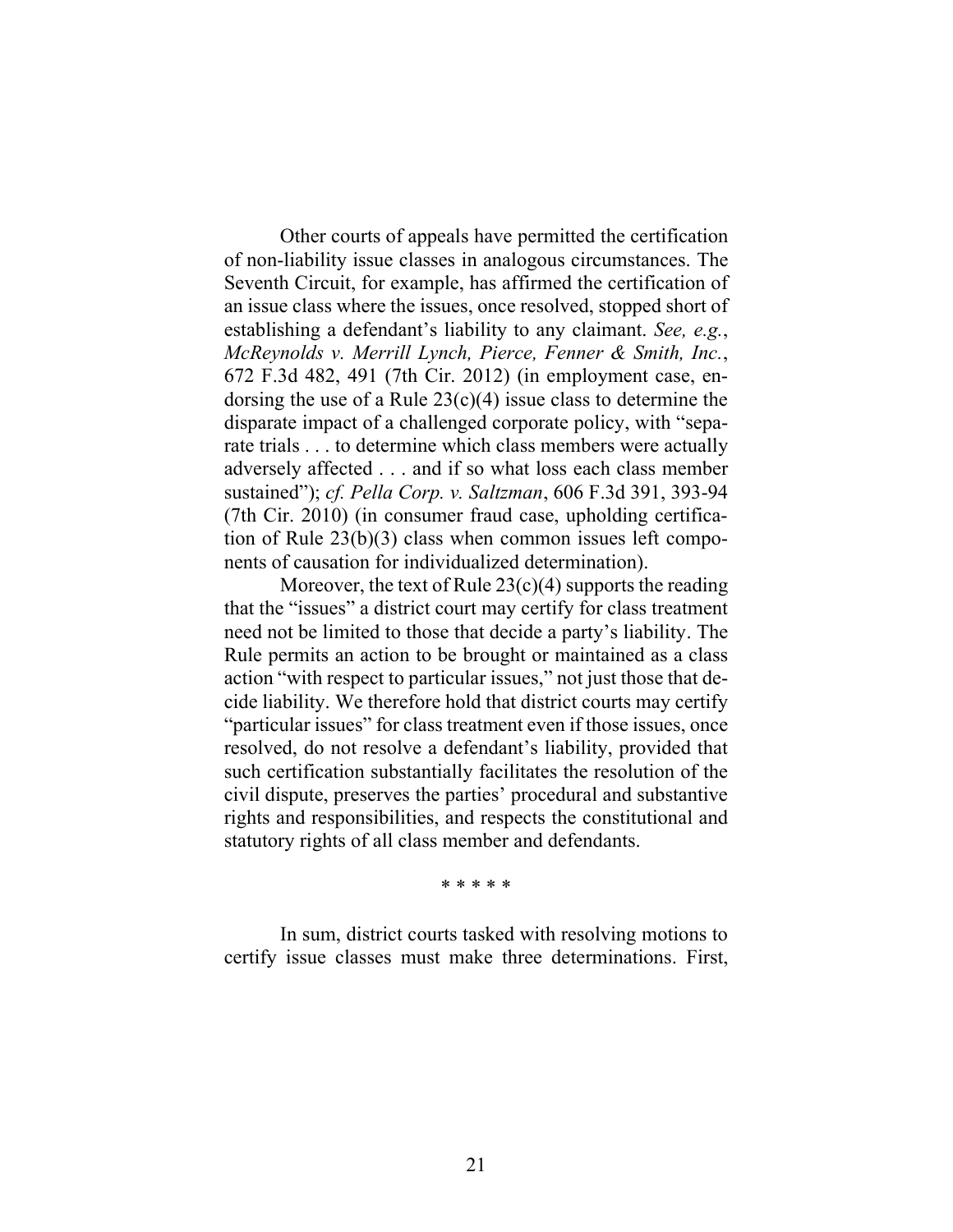Other courts of appeals have permitted the certification of non-liability issue classes in analogous circumstances. The Seventh Circuit, for example, has affirmed the certification of an issue class where the issues, once resolved, stopped short of establishing a defendant's liability to any claimant. *See, e.g.*, *McReynolds v. Merrill Lynch, Pierce, Fenner & Smith, Inc.*, 672 F.3d 482, 491 (7th Cir. 2012) (in employment case, endorsing the use of a Rule 23(c)(4) issue class to determine the disparate impact of a challenged corporate policy, with "separate trials . . . to determine which class members were actually adversely affected . . . and if so what loss each class member sustained"); *cf. Pella Corp. v. Saltzman*, 606 F.3d 391, 393-94 (7th Cir. 2010) (in consumer fraud case, upholding certification of Rule 23(b)(3) class when common issues left components of causation for individualized determination).

Moreover, the text of Rule 23(c)(4) supports the reading that the "issues" a district court may certify for class treatment need not be limited to those that decide a party's liability. The Rule permits an action to be brought or maintained as a class action "with respect to particular issues," not just those that decide liability. We therefore hold that district courts may certify "particular issues" for class treatment even if those issues, once resolved, do not resolve a defendant's liability, provided that such certification substantially facilitates the resolution of the civil dispute, preserves the parties' procedural and substantive rights and responsibilities, and respects the constitutional and statutory rights of all class member and defendants.

\* \* \* \* \*

In sum, district courts tasked with resolving motions to certify issue classes must make three determinations. First,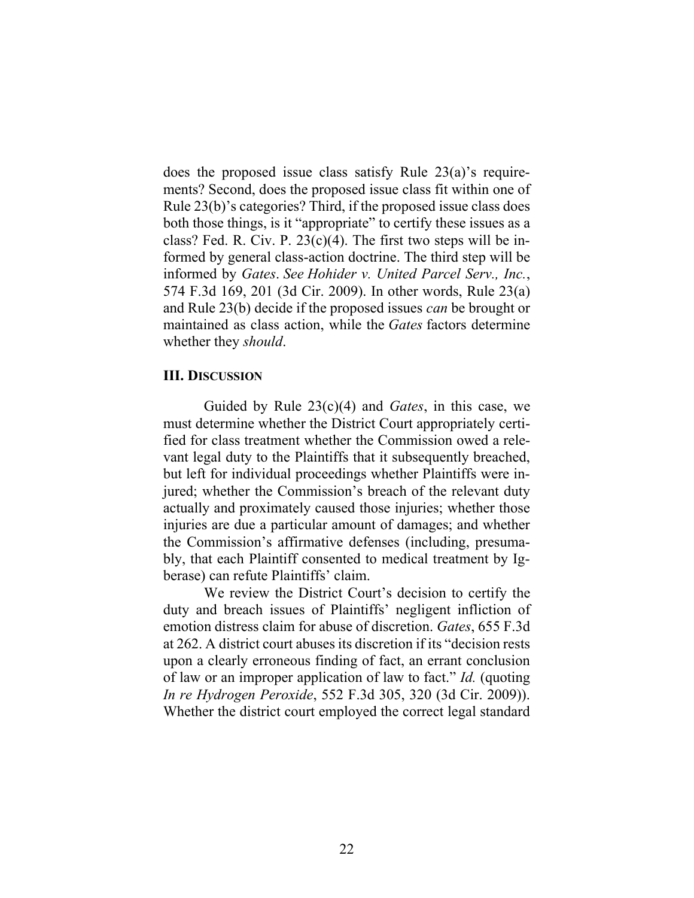does the proposed issue class satisfy Rule 23(a)'s requirements? Second, does the proposed issue class fit within one of Rule 23(b)'s categories? Third, if the proposed issue class does both those things, is it "appropriate" to certify these issues as a class? Fed. R. Civ. P. 23(c)(4). The first two steps will be informed by general class-action doctrine. The third step will be informed by *Gates*. *See Hohider v. United Parcel Serv., Inc.*, 574 F.3d 169, 201 (3d Cir. 2009). In other words, Rule 23(a) and Rule 23(b) decide if the proposed issues *can* be brought or maintained as class action, while the *Gates* factors determine whether they *should*.

### III. Discussion

Guided by Rule 23(c)(4) and *Gates*, in this case, we must determine whether the District Court appropriately certified for class treatment whether the Commission owed a relevant legal duty to the Plaintiffs that it subsequently breached, but left for individual proceedings whether Plaintiffs were injured; whether the Commission's breach of the relevant duty actually and proximately caused those injuries; whether those injuries are due a particular amount of damages; and whether the Commission's affirmative defenses (including, presumably, that each Plaintiff consented to medical treatment by Igberase) can refute Plaintiffs' claim.

We review the District Court's decision to certify the duty and breach issues of Plaintiffs' negligent infliction of emotion distress claim for abuse of discretion. *Gates*, 655 F.3d at 262. A district court abuses its discretion if its "decision rests upon a clearly erroneous finding of fact, an errant conclusion of law or an improper application of law to fact." *Id.* (quoting *In re Hydrogen Peroxide*, 552 F.3d 305, 320 (3d Cir. 2009)). Whether the district court employed the correct legal standard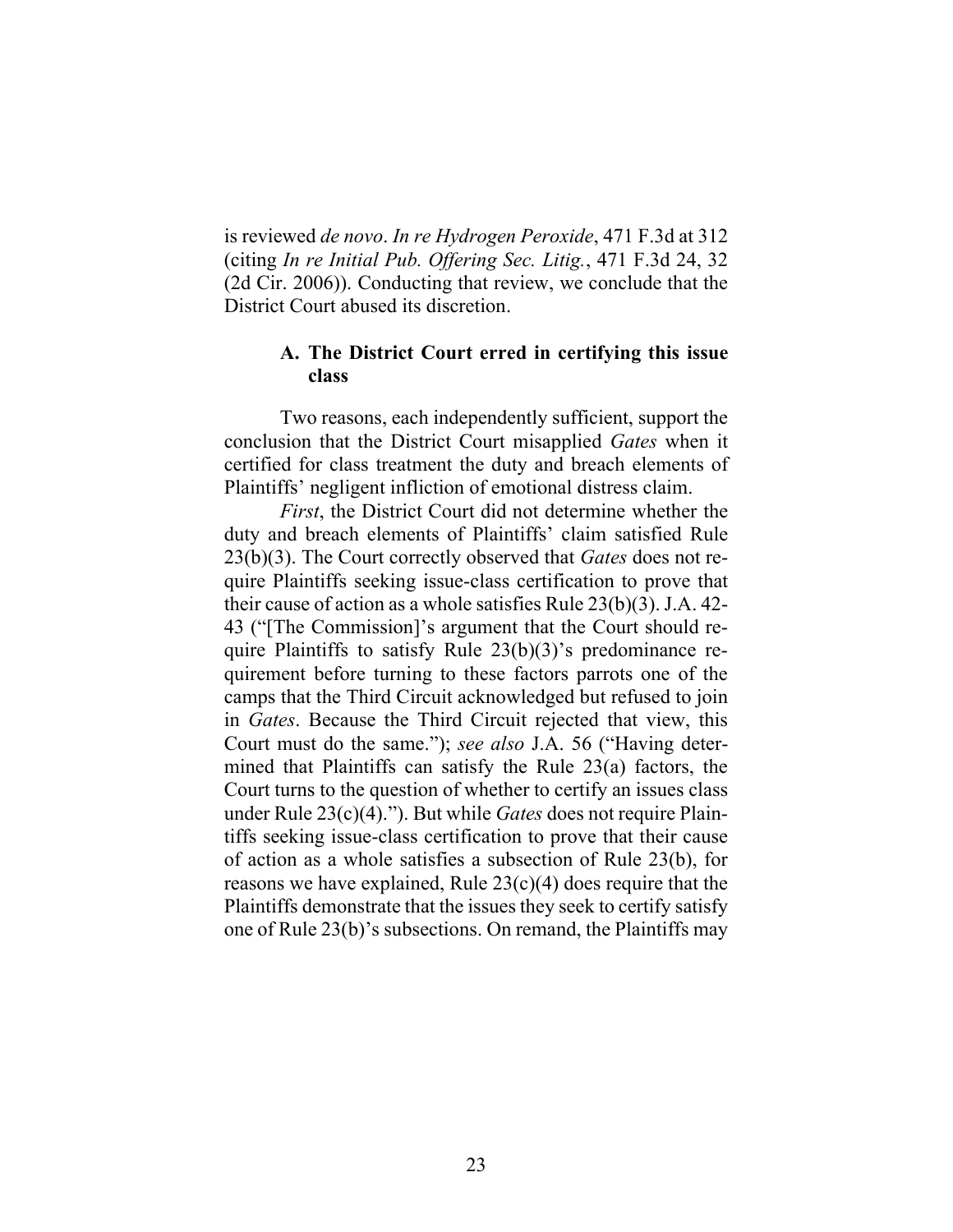is reviewed *de novo*. *In re Hydrogen Peroxide*, 471 F.3d at 312 (citing *In re Initial Pub. Offering Sec. Litig.*, 471 F.3d 24, 32 (2d Cir. 2006)). Conducting that review, we conclude that the District Court abused its discretion.

### A. The District Court erred in certifying this issue class

Two reasons, each independently sufficient, support the conclusion that the District Court misapplied *Gates* when it certified for class treatment the duty and breach elements of Plaintiffs' negligent infliction of emotional distress claim.

*First*, the District Court did not determine whether the duty and breach elements of Plaintiffs' claim satisfied Rule 23(b)(3). The Court correctly observed that *Gates* does not require Plaintiffs seeking issue-class certification to prove that their cause of action as a whole satisfies Rule 23(b)(3). J.A. 42-43 ("[The Commission]'s argument that the Court should require Plaintiffs to satisfy Rule 23(b)(3)'s predominance requirement before turning to these factors parrots one of the camps that the Third Circuit acknowledged but refused to join in *Gates*. Because the Third Circuit rejected that view, this Court must do the same."); *see also* J.A. 56 ("Having determined that Plaintiffs can satisfy the Rule 23(a) factors, the Court turns to the question of whether to certify an issues class under Rule 23(c)(4)."). But while *Gates* does not require Plaintiffs seeking issue-class certification to prove that their cause of action as a whole satisfies a subsection of Rule 23(b), for reasons we have explained, Rule 23(c)(4) does require that the Plaintiffs demonstrate that the issues they seek to certify satisfy one of Rule 23(b)'s subsections. On remand, the Plaintiffs may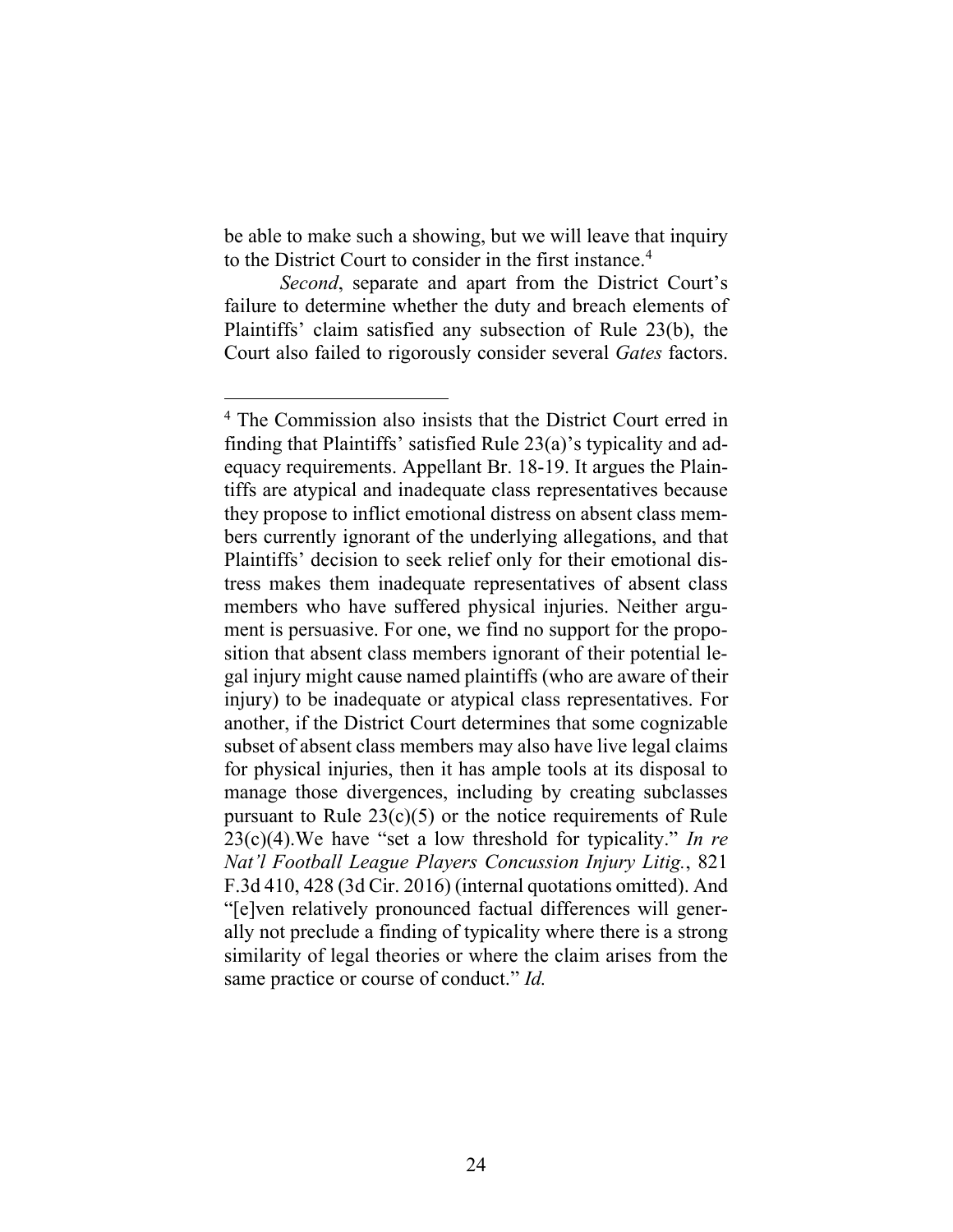be able to make such a showing, but we will leave that inquiry to the District Court to consider in the first instance.[4]

*Second*, separate and apart from the District Court's failure to determine whether the duty and breach elements of Plaintiffs' claim satisfied any subsection of Rule 23(b), the Court also failed to rigorously consider several *Gates* factors.

---

[4] The Commission also insists that the District Court erred in finding that Plaintiffs' satisfied Rule 23(a)'s typicality and adequacy requirements. Appellant Br. 18-19. It argues the Plaintiffs are atypical and inadequate class representatives because they propose to inflict emotional distress on absent class members currently ignorant of the underlying allegations, and that Plaintiffs' decision to seek relief only for their emotional distress makes them inadequate representatives of absent class members who have suffered physical injuries. Neither argument is persuasive. For one, we find no support for the proposition that absent class members ignorant of their potential legal injury might cause named plaintiffs (who are aware of their injury) to be inadequate or atypical class representatives. For another, if the District Court determines that some cognizable subset of absent class members may also have live legal claims for physical injuries, then it has ample tools at its disposal to manage those divergences, including by creating subclasses pursuant to Rule 23(c)(5) or the notice requirements of Rule 23(c)(4).We have "set a low threshold for typicality." *In re Nat'l Football League Players Concussion Injury Litig.*, 821 F.3d 410, 428 (3d Cir. 2016) (internal quotations omitted). And "[e]ven relatively pronounced factual differences will generally not preclude a finding of typicality where there is a strong similarity of legal theories or where the claim arises from the same practice or course of conduct." *Id.*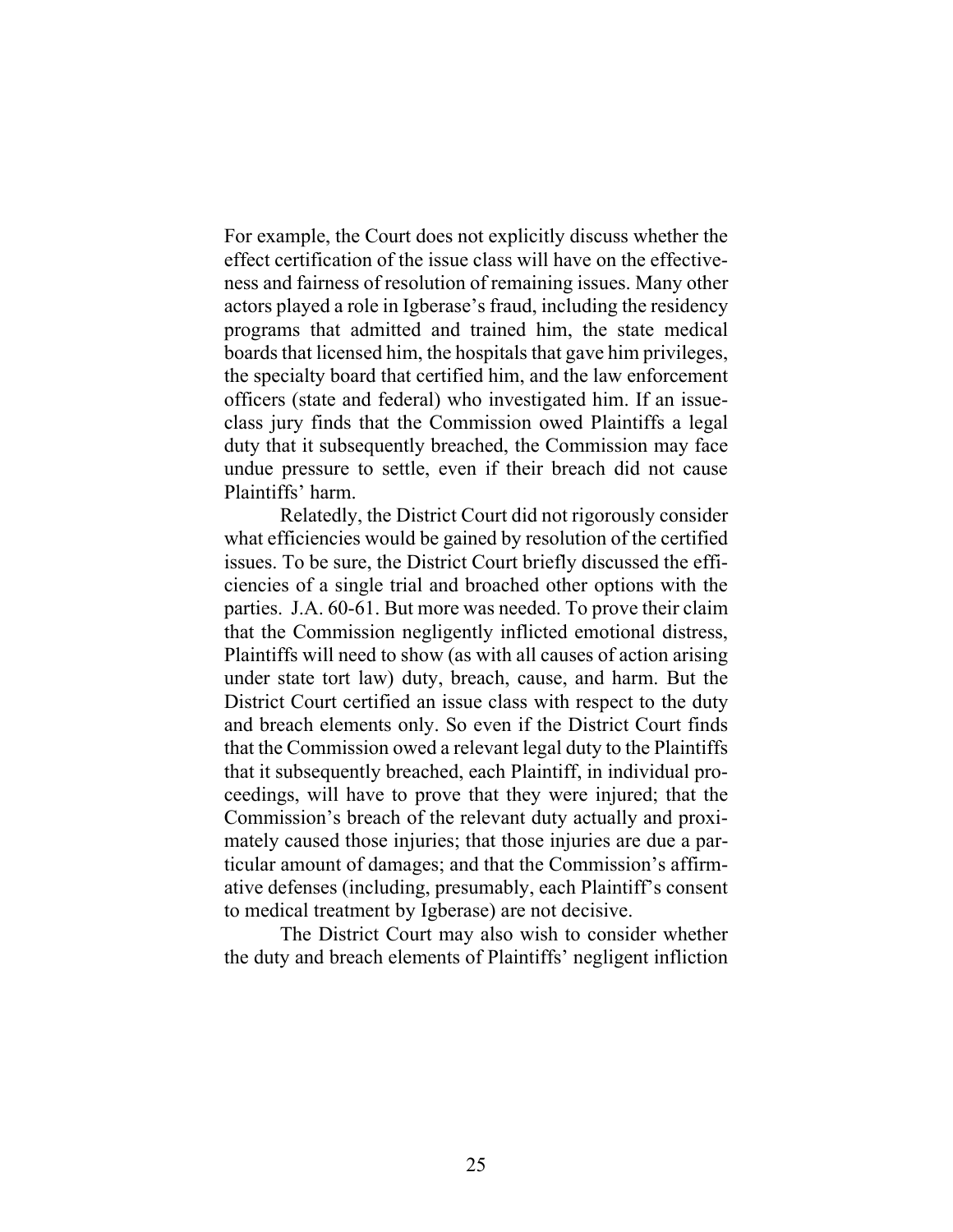For example, the Court does not explicitly discuss whether the effect certification of the issue class will have on the effectiveness and fairness of resolution of remaining issues. Many other actors played a role in Igberase's fraud, including the residency programs that admitted and trained him, the state medical boards that licensed him, the hospitals that gave him privileges, the specialty board that certified him, and the law enforcement officers (state and federal) who investigated him. If an issue-class jury finds that the Commission owed Plaintiffs a legal duty that it subsequently breached, the Commission may face undue pressure to settle, even if their breach did not cause Plaintiffs' harm.

Relatedly, the District Court did not rigorously consider what efficiencies would be gained by resolution of the certified issues. To be sure, the District Court briefly discussed the efficiencies of a single trial and broached other options with the parties. J.A. 60-61. But more was needed. To prove their claim that the Commission negligently inflicted emotional distress, Plaintiffs will need to show (as with all causes of action arising under state tort law) duty, breach, cause, and harm. But the District Court certified an issue class with respect to the duty and breach elements only. So even if the District Court finds that the Commission owed a relevant legal duty to the Plaintiffs that it subsequently breached, each Plaintiff, in individual proceedings, will have to prove that they were injured; that the Commission's breach of the relevant duty actually and proximately caused those injuries; that those injuries are due a particular amount of damages; and that the Commission's affirmative defenses (including, presumably, each Plaintiff's consent to medical treatment by Igberase) are not decisive.

The District Court may also wish to consider whether the duty and breach elements of Plaintiffs' negligent infliction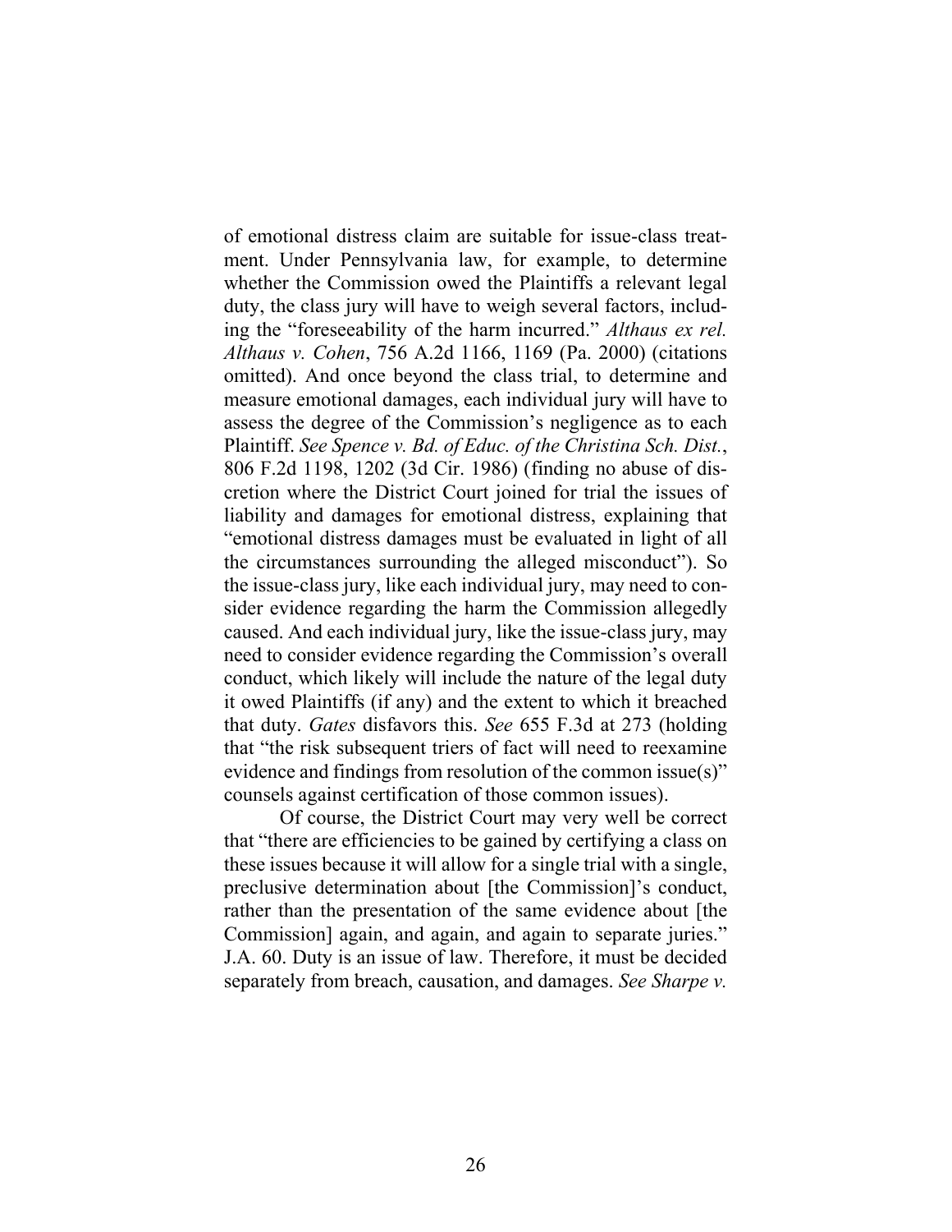of emotional distress claim are suitable for issue-class treatment. Under Pennsylvania law, for example, to determine whether the Commission owed the Plaintiffs a relevant legal duty, the class jury will have to weigh several factors, including the "foreseeability of the harm incurred." *Althaus ex rel. Althaus v. Cohen*, 756 A.2d 1166, 1169 (Pa. 2000) (citations omitted). And once beyond the class trial, to determine and measure emotional damages, each individual jury will have to assess the degree of the Commission's negligence as to each Plaintiff. *See Spence v. Bd. of Educ. of the Christina Sch. Dist.*, 806 F.2d 1198, 1202 (3d Cir. 1986) (finding no abuse of discretion where the District Court joined for trial the issues of liability and damages for emotional distress, explaining that "emotional distress damages must be evaluated in light of all the circumstances surrounding the alleged misconduct"). So the issue-class jury, like each individual jury, may need to consider evidence regarding the harm the Commission allegedly caused. And each individual jury, like the issue-class jury, may need to consider evidence regarding the Commission's overall conduct, which likely will include the nature of the legal duty it owed Plaintiffs (if any) and the extent to which it breached that duty. *Gates* disfavors this. *See* 655 F.3d at 273 (holding that "the risk subsequent triers of fact will need to reexamine evidence and findings from resolution of the common issue(s)" counsels against certification of those common issues).

Of course, the District Court may very well be correct that "there are efficiencies to be gained by certifying a class on these issues because it will allow for a single trial with a single, preclusive determination about [the Commission]'s conduct, rather than the presentation of the same evidence about [the Commission] again, and again, and again to separate juries." J.A. 60. Duty is an issue of law. Therefore, it must be decided separately from breach, causation, and damages. *See Sharpe v.*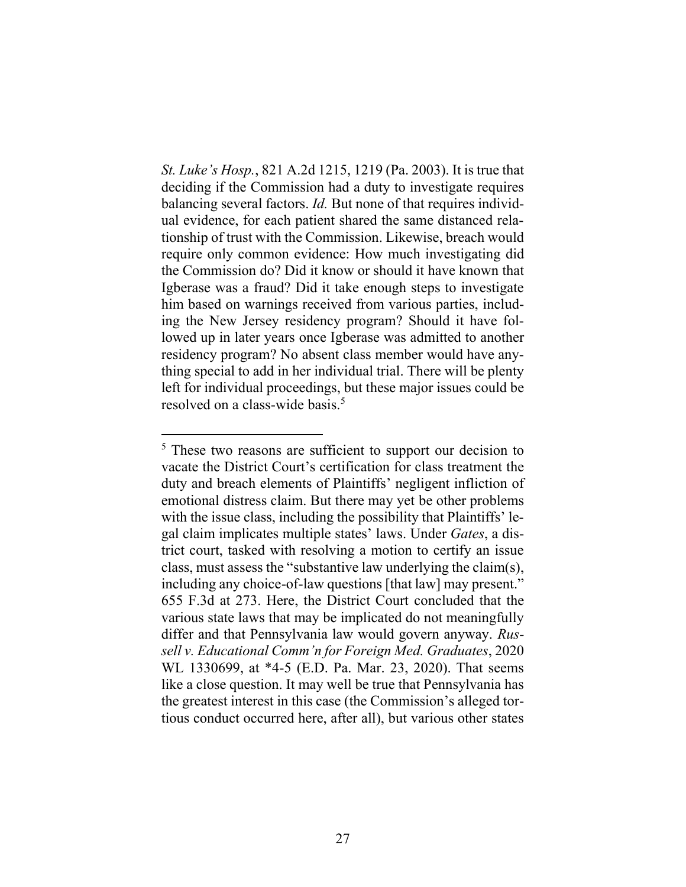*St. Luke's Hosp.*, 821 A.2d 1215, 1219 (Pa. 2003). It is true that deciding if the Commission had a duty to investigate requires balancing several factors. *Id.* But none of that requires individual evidence, for each patient shared the same distanced relationship of trust with the Commission. Likewise, breach would require only common evidence: How much investigating did the Commission do? Did it know or should it have known that Igberase was a fraud? Did it take enough steps to investigate him based on warnings received from various parties, including the New Jersey residency program? Should it have followed up in later years once Igberase was admitted to another residency program? No absent class member would have anything special to add in her individual trial. There will be plenty left for individual proceedings, but these major issues could be resolved on a class-wide basis.[5]

---

[5] These two reasons are sufficient to support our decision to vacate the District Court's certification for class treatment the duty and breach elements of Plaintiffs' negligent infliction of emotional distress claim. But there may yet be other problems with the issue class, including the possibility that Plaintiffs' legal claim implicates multiple states' laws. Under *Gates*, a district court, tasked with resolving a motion to certify an issue class, must assess the "substantive law underlying the claim(s), including any choice-of-law questions [that law] may present." 655 F.3d at 273. Here, the District Court concluded that the various state laws that may be implicated do not meaningfully differ and that Pennsylvania law would govern anyway. *Russell v. Educational Comm'n for Foreign Med. Graduates*, 2020 WL 1330699, at *4-5 (E.D. Pa. Mar. 23, 2020). That seems like a close question. It may well be true that Pennsylvania has the greatest interest in this case (the Commission's alleged tortious conduct occurred here, after all), but various other states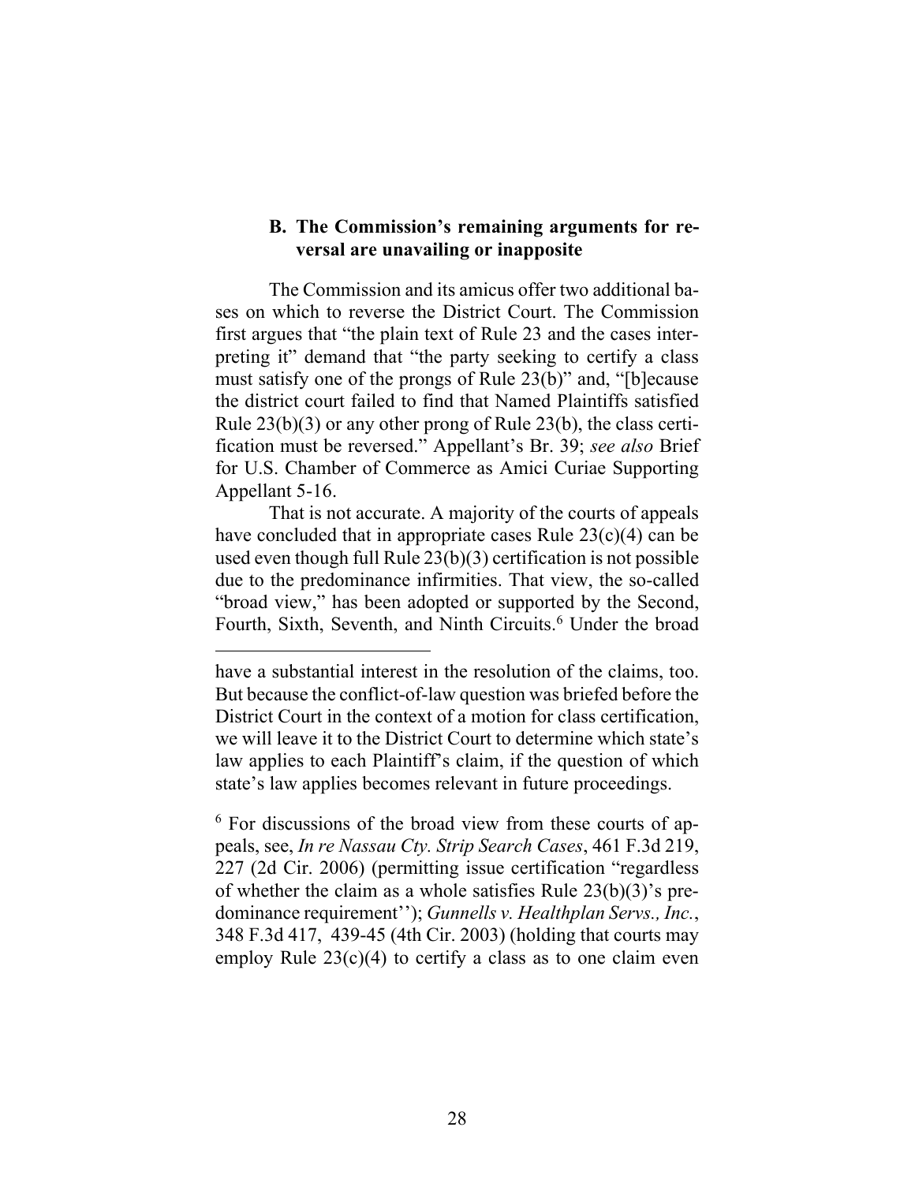### B. The Commission's remaining arguments for reversal are unavailing or inapposite

The Commission and its amicus offer two additional bases on which to reverse the District Court. The Commission first argues that "the plain text of Rule 23 and the cases interpreting it" demand that "the party seeking to certify a class must satisfy one of the prongs of Rule 23(b)" and, "[b]ecause the district court failed to find that Named Plaintiffs satisfied Rule 23(b)(3) or any other prong of Rule 23(b), the class certification must be reversed." Appellant's Br. 39; *see also* Brief for U.S. Chamber of Commerce as Amici Curiae Supporting Appellant 5-16.

That is not accurate. A majority of the courts of appeals have concluded that in appropriate cases Rule 23(c)(4) can be used even though full Rule 23(b)(3) certification is not possible due to the predominance infirmities. That view, the so-called "broad view," has been adopted or supported by the Second, Fourth, Sixth, Seventh, and Ninth Circuits.[6] Under the broad

---

have a substantial interest in the resolution of the claims, too. But because the conflict-of-law question was briefed before the District Court in the context of a motion for class certification, we will leave it to the District Court to determine which state's law applies to each Plaintiff's claim, if the question of which state's law applies becomes relevant in future proceedings.

[6] For discussions of the broad view from these courts of appeals, see, *In re Nassau Cty. Strip Search Cases*, 461 F.3d 219, 227 (2d Cir. 2006) (permitting issue certification "regardless of whether the claim as a whole satisfies Rule 23(b)(3)'s predominance requirement''); *Gunnells v. Healthplan Servs., Inc.*, 348 F.3d 417, 439-45 (4th Cir. 2003) (holding that courts may employ Rule 23(c)(4) to certify a class as to one claim even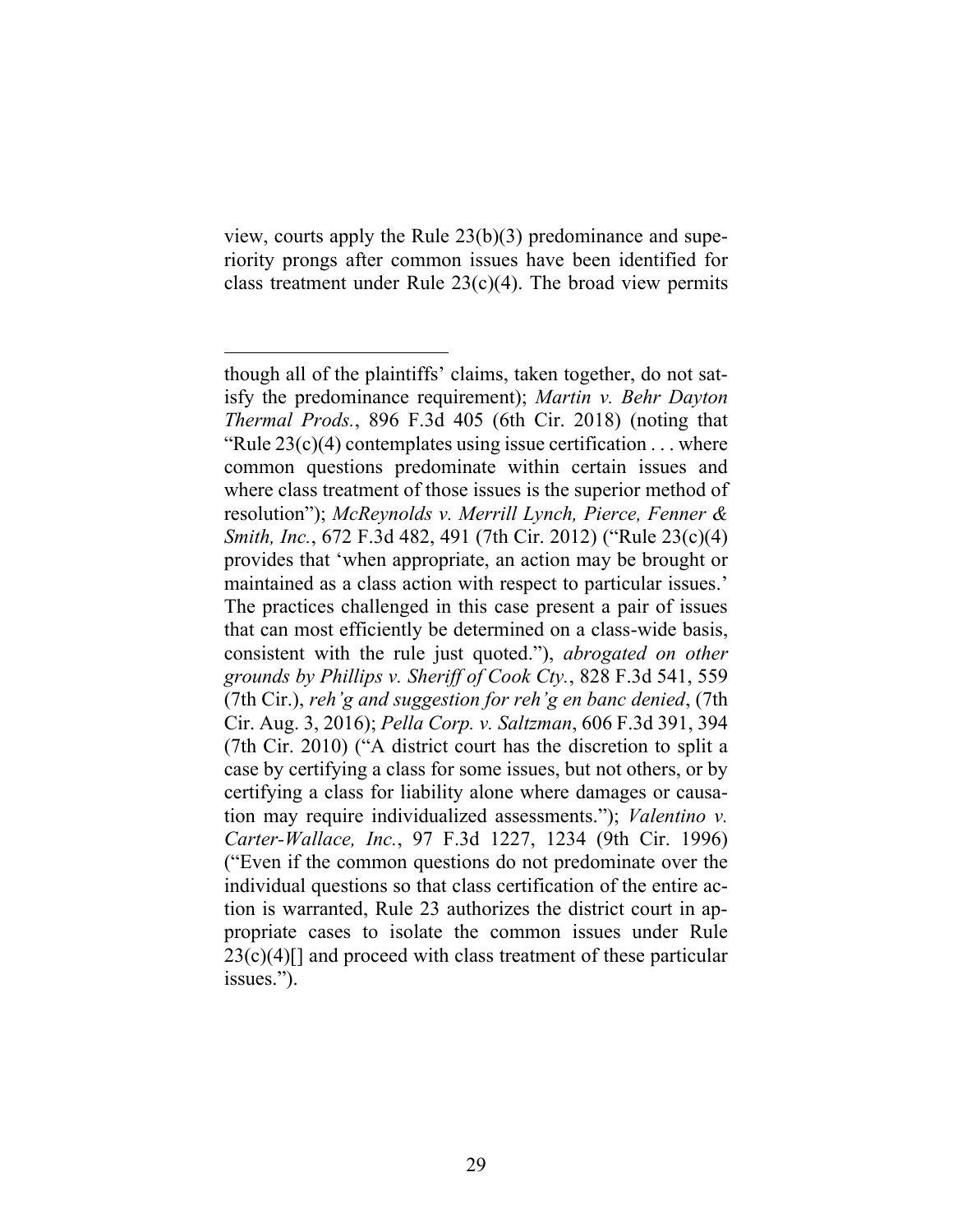view, courts apply the Rule 23(b)(3) predominance and superiority prongs after common issues have been identified for class treatment under Rule 23(c)(4). The broad view permits

---

though all of the plaintiffs' claims, taken together, do not satisfy the predominance requirement); *Martin v. Behr Dayton Thermal Prods.*, 896 F.3d 405 (6th Cir. 2018) (noting that "Rule 23(c)(4) contemplates using issue certification . . . where common questions predominate within certain issues and where class treatment of those issues is the superior method of resolution"); *McReynolds v. Merrill Lynch, Pierce, Fenner & Smith, Inc.*, 672 F.3d 482, 491 (7th Cir. 2012) ("Rule 23(c)(4) provides that 'when appropriate, an action may be brought or maintained as a class action with respect to particular issues.' The practices challenged in this case present a pair of issues that can most efficiently be determined on a class-wide basis, consistent with the rule just quoted."), *abrogated on other grounds by Phillips v. Sheriff of Cook Cty.*, 828 F.3d 541, 559 (7th Cir.), *reh'g and suggestion for reh'g en banc denied*, (7th Cir. Aug. 3, 2016); *Pella Corp. v. Saltzman*, 606 F.3d 391, 394 (7th Cir. 2010) ("A district court has the discretion to split a case by certifying a class for some issues, but not others, or by certifying a class for liability alone where damages or causation may require individualized assessments."); *Valentino v. Carter-Wallace, Inc.*, 97 F.3d 1227, 1234 (9th Cir. 1996) ("Even if the common questions do not predominate over the individual questions so that class certification of the entire action is warranted, Rule 23 authorizes the district court in appropriate cases to isolate the common issues under Rule 23(c)(4)[] and proceed with class treatment of these particular issues.").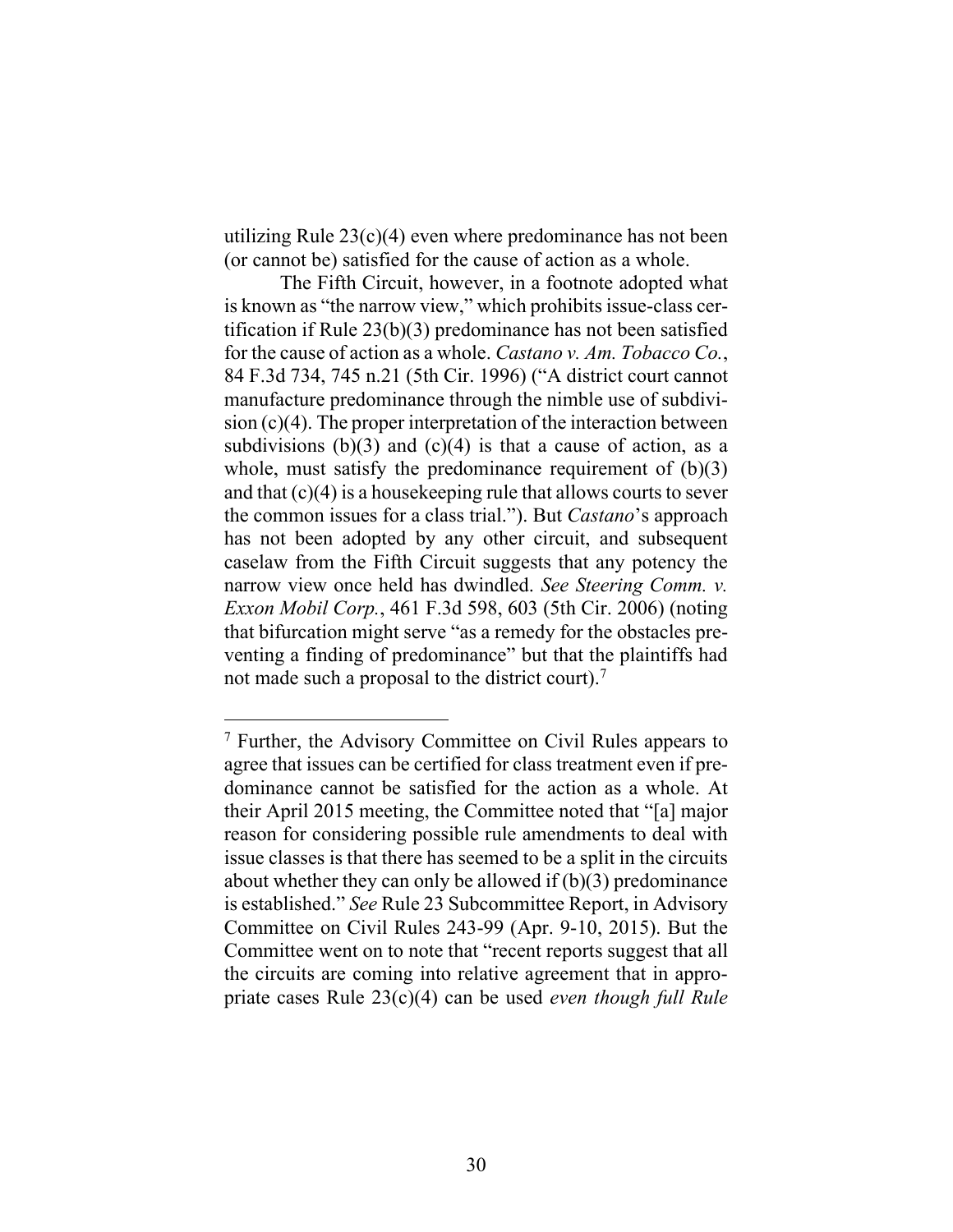utilizing Rule 23(c)(4) even where predominance has not been (or cannot be) satisfied for the cause of action as a whole.

The Fifth Circuit, however, in a footnote adopted what is known as "the narrow view," which prohibits issue-class certification if Rule 23(b)(3) predominance has not been satisfied for the cause of action as a whole. *Castano v. Am. Tobacco Co.*, 84 F.3d 734, 745 n.21 (5th Cir. 1996) ("A district court cannot manufacture predominance through the nimble use of subdivision (c)(4). The proper interpretation of the interaction between subdivisions (b)(3) and (c)(4) is that a cause of action, as a whole, must satisfy the predominance requirement of (b)(3) and that (c)(4) is a housekeeping rule that allows courts to sever the common issues for a class trial."). But *Castano*'s approach has not been adopted by any other circuit, and subsequent caselaw from the Fifth Circuit suggests that any potency the narrow view once held has dwindled. *See Steering Comm. v. Exxon Mobil Corp.*, 461 F.3d 598, 603 (5th Cir. 2006) (noting that bifurcation might serve "as a remedy for the obstacles preventing a finding of predominance" but that the plaintiffs had not made such a proposal to the district court).[7]

---

[7] Further, the Advisory Committee on Civil Rules appears to agree that issues can be certified for class treatment even if predominance cannot be satisfied for the action as a whole. At their April 2015 meeting, the Committee noted that "[a] major reason for considering possible rule amendments to deal with issue classes is that there has seemed to be a split in the circuits about whether they can only be allowed if (b)(3) predominance is established." *See* Rule 23 Subcommittee Report, in Advisory Committee on Civil Rules 243-99 (Apr. 9-10, 2015). But the Committee went on to note that "recent reports suggest that all the circuits are coming into relative agreement that in appropriate cases Rule 23(c)(4) can be used *even though full Rule*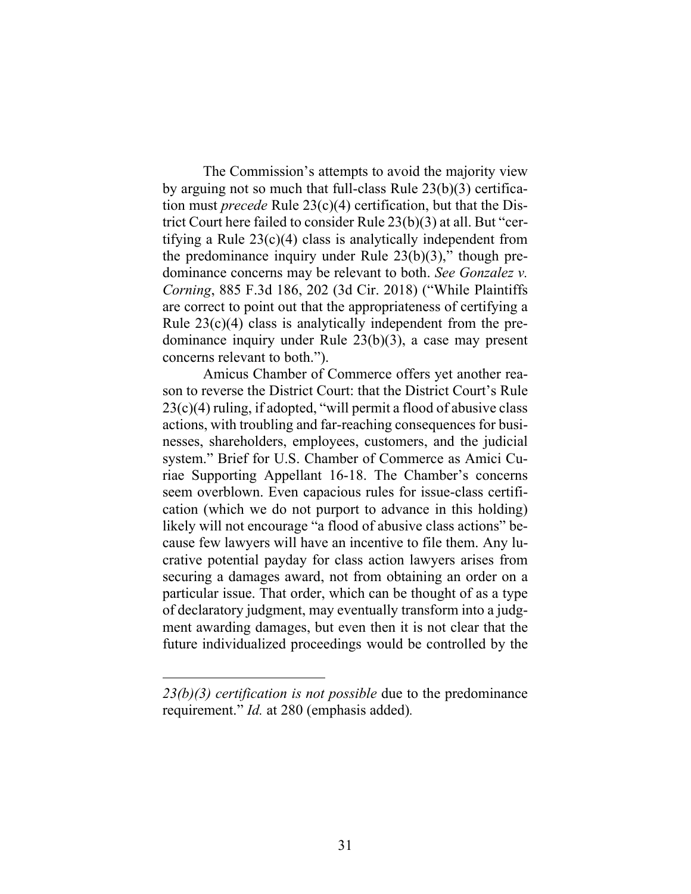The Commission's attempts to avoid the majority view by arguing not so much that full-class Rule 23(b)(3) certification must *precede* Rule 23(c)(4) certification, but that the District Court here failed to consider Rule 23(b)(3) at all. But "certifying a Rule 23(c)(4) class is analytically independent from the predominance inquiry under Rule 23(b)(3)," though predominance concerns may be relevant to both. *See Gonzalez v. Corning*, 885 F.3d 186, 202 (3d Cir. 2018) ("While Plaintiffs are correct to point out that the appropriateness of certifying a Rule 23(c)(4) class is analytically independent from the predominance inquiry under Rule 23(b)(3), a case may present concerns relevant to both.").

Amicus Chamber of Commerce offers yet another reason to reverse the District Court: that the District Court's Rule 23(c)(4) ruling, if adopted, "will permit a flood of abusive class actions, with troubling and far-reaching consequences for businesses, shareholders, employees, customers, and the judicial system." Brief for U.S. Chamber of Commerce as Amici Curiae Supporting Appellant 16-18. The Chamber's concerns seem overblown. Even capacious rules for issue-class certification (which we do not purport to advance in this holding) likely will not encourage "a flood of abusive class actions" because few lawyers will have an incentive to file them. Any lucrative potential payday for class action lawyers arises from securing a damages award, not from obtaining an order on a particular issue. That order, which can be thought of as a type of declaratory judgment, may eventually transform into a judgment awarding damages, but even then it is not clear that the future individualized proceedings would be controlled by the

---

*23(b)(3) certification is not possible* due to the predominance requirement." *Id.* at 280 (emphasis added).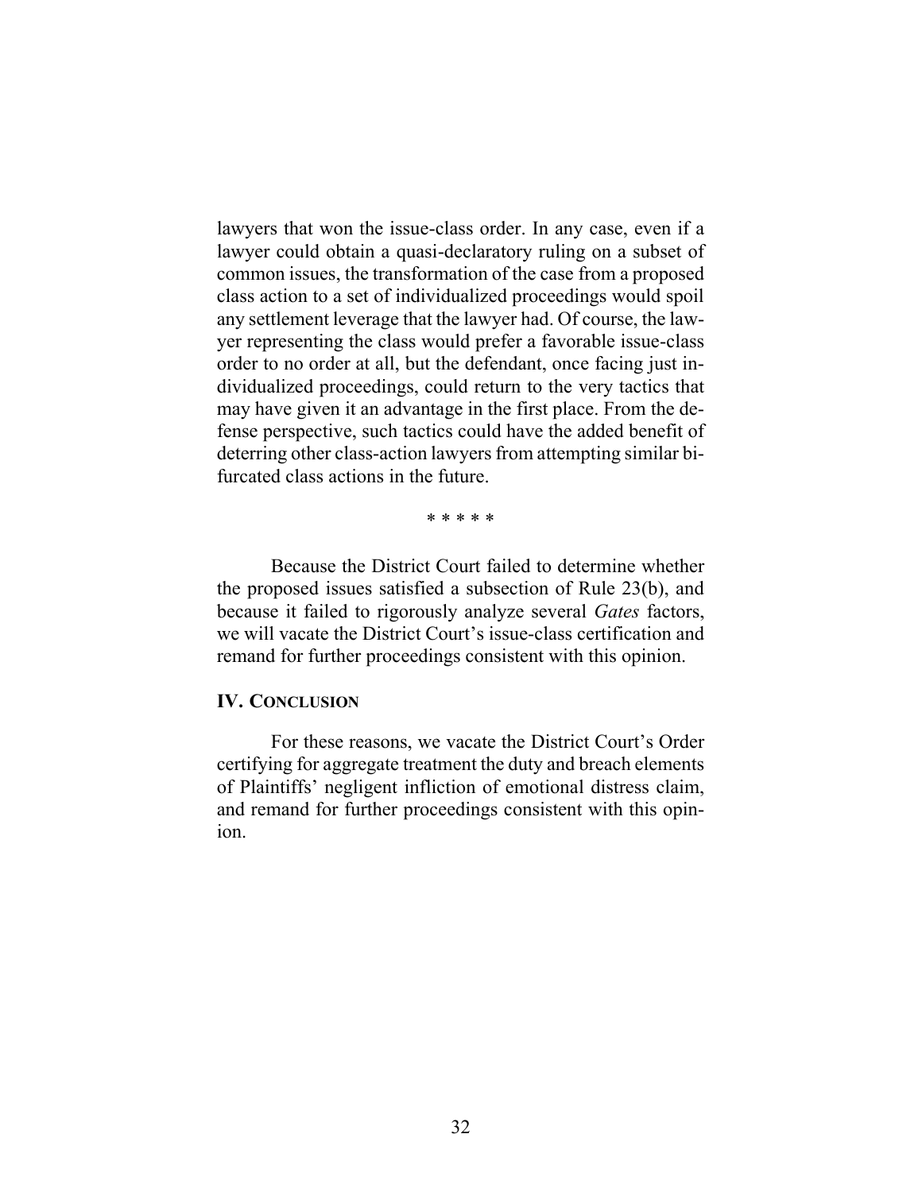lawyers that won the issue-class order. In any case, even if a lawyer could obtain a quasi-declaratory ruling on a subset of common issues, the transformation of the case from a proposed class action to a set of individualized proceedings would spoil any settlement leverage that the lawyer had. Of course, the lawyer representing the class would prefer a favorable issue-class order to no order at all, but the defendant, once facing just individualized proceedings, could return to the very tactics that may have given it an advantage in the first place. From the defense perspective, such tactics could have the added benefit of deterring other class-action lawyers from attempting similar bifurcated class actions in the future.

\* \* \* \* \*

Because the District Court failed to determine whether the proposed issues satisfied a subsection of Rule 23(b), and because it failed to rigorously analyze several *Gates* factors, we will vacate the District Court's issue-class certification and remand for further proceedings consistent with this opinion.

## IV. CONCLUSION

For these reasons, we vacate the District Court's Order certifying for aggregate treatment the duty and breach elements of Plaintiffs' negligent infliction of emotional distress claim, and remand for further proceedings consistent with this opinion.